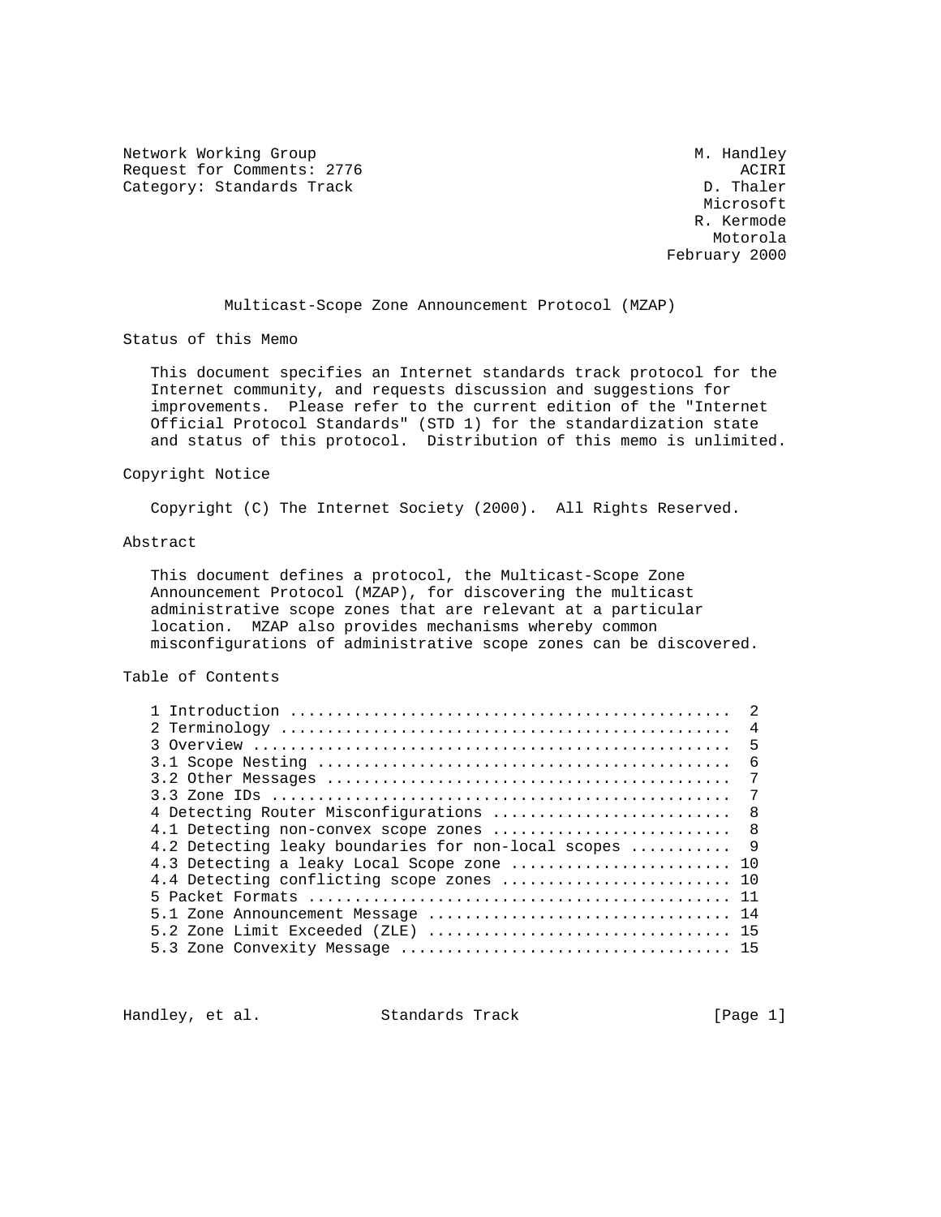Network Working Group M. Handley
Request for Comments: 2776 ACIRI
Category: Standards Track D. Thaler
Microsoft
R. Kermode
Motorola
February 2000

# Multicast-Scope Zone Announcement Protocol (MZAP)

## Status of this Memo

This document specifies an Internet standards track protocol for the Internet community, and requests discussion and suggestions for improvements. Please refer to the current edition of the "Internet Official Protocol Standards" (STD 1) for the standardization state and status of this protocol. Distribution of this memo is unlimited.

## Copyright Notice

Copyright (C) The Internet Society (2000). All Rights Reserved.

## Abstract

This document defines a protocol, the Multicast-Scope Zone Announcement Protocol (MZAP), for discovering the multicast administrative scope zones that are relevant at a particular location. MZAP also provides mechanisms whereby common misconfigurations of administrative scope zones can be discovered.

## Table of Contents

```
1 Introduction ...............................................  2
2 Terminology ................................................  4
3 Overview ...................................................  5
3.1 Scope Nesting ............................................  6
3.2 Other Messages ...........................................  7
3.3 Zone IDs .................................................  7
4 Detecting Router Misconfigurations .........................  8
4.1 Detecting non-convex scope zones .........................  8
4.2 Detecting leaky boundaries for non-local scopes ..........  9
4.3 Detecting a leaky Local Scope zone ....................... 10
4.4 Detecting conflicting scope zones ........................ 10
5 Packet Formats ............................................. 11
5.1 Zone Announcement Message ................................ 14
5.2 Zone Limit Exceeded (ZLE) ................................ 15
5.3 Zone Convexity Message ................................... 15
```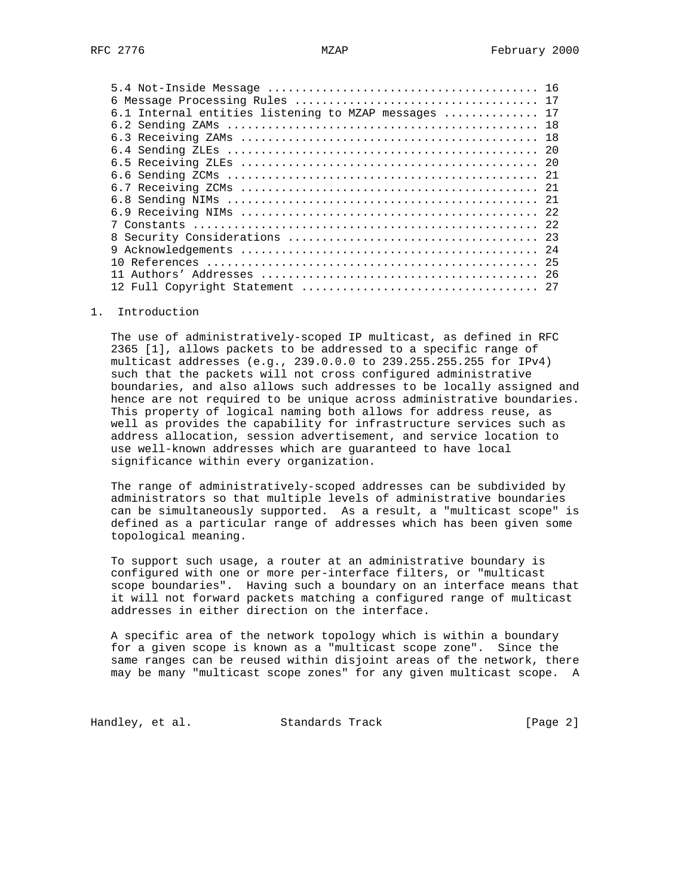5.4 Not-Inside Message ....................................... 16
6 Message Processing Rules ................................... 17
6.1 Internal entities listening to MZAP messages ............. 17
6.2 Sending ZAMs ............................................. 18
6.3 Receiving ZAMs ........................................... 18
6.4 Sending ZLEs ............................................. 20
6.5 Receiving ZLEs ........................................... 20
6.6 Sending ZCMs ............................................. 21
6.7 Receiving ZCMs ........................................... 21
6.8 Sending NIMs ............................................. 21
6.9 Receiving NIMs ........................................... 22
7 Constants .................................................. 22
8 Security Considerations .................................... 23
9 Acknowledgements ........................................... 24
10 References ................................................ 25
11 Authors' Addresses ........................................ 26
12 Full Copyright Statement .................................. 27

## 1. Introduction

The use of administratively-scoped IP multicast, as defined in RFC 2365 [1], allows packets to be addressed to a specific range of multicast addresses (e.g., 239.0.0.0 to 239.255.255.255 for IPv4) such that the packets will not cross configured administrative boundaries, and also allows such addresses to be locally assigned and hence are not required to be unique across administrative boundaries. This property of logical naming both allows for address reuse, as well as provides the capability for infrastructure services such as address allocation, session advertisement, and service location to use well-known addresses which are guaranteed to have local significance within every organization.

The range of administratively-scoped addresses can be subdivided by administrators so that multiple levels of administrative boundaries can be simultaneously supported. As a result, a "multicast scope" is defined as a particular range of addresses which has been given some topological meaning.

To support such usage, a router at an administrative boundary is configured with one or more per-interface filters, or "multicast scope boundaries". Having such a boundary on an interface means that it will not forward packets matching a configured range of multicast addresses in either direction on the interface.

A specific area of the network topology which is within a boundary for a given scope is known as a "multicast scope zone". Since the same ranges can be reused within disjoint areas of the network, there may be many "multicast scope zones" for any given multicast scope. A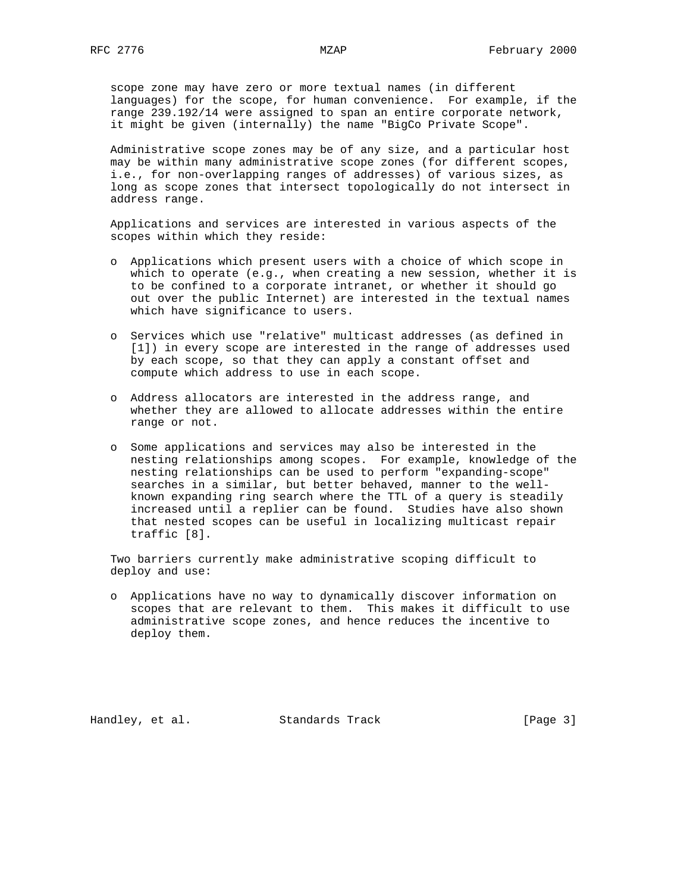scope zone may have zero or more textual names (in different languages) for the scope, for human convenience. For example, if the range 239.192/14 were assigned to span an entire corporate network, it might be given (internally) the name "BigCo Private Scope".

Administrative scope zones may be of any size, and a particular host may be within many administrative scope zones (for different scopes, i.e., for non-overlapping ranges of addresses) of various sizes, as long as scope zones that intersect topologically do not intersect in address range.

Applications and services are interested in various aspects of the scopes within which they reside:

- Applications which present users with a choice of which scope in which to operate (e.g., when creating a new session, whether it is to be confined to a corporate intranet, or whether it should go out over the public Internet) are interested in the textual names which have significance to users.

- Services which use "relative" multicast addresses (as defined in [1]) in every scope are interested in the range of addresses used by each scope, so that they can apply a constant offset and compute which address to use in each scope.

- Address allocators are interested in the address range, and whether they are allowed to allocate addresses within the entire range or not.

- Some applications and services may also be interested in the nesting relationships among scopes. For example, knowledge of the nesting relationships can be used to perform "expanding-scope" searches in a similar, but better behaved, manner to the well-known expanding ring search where the TTL of a query is steadily increased until a replier can be found. Studies have also shown that nested scopes can be useful in localizing multicast repair traffic [8].

Two barriers currently make administrative scoping difficult to deploy and use:

- Applications have no way to dynamically discover information on scopes that are relevant to them. This makes it difficult to use administrative scope zones, and hence reduces the incentive to deploy them.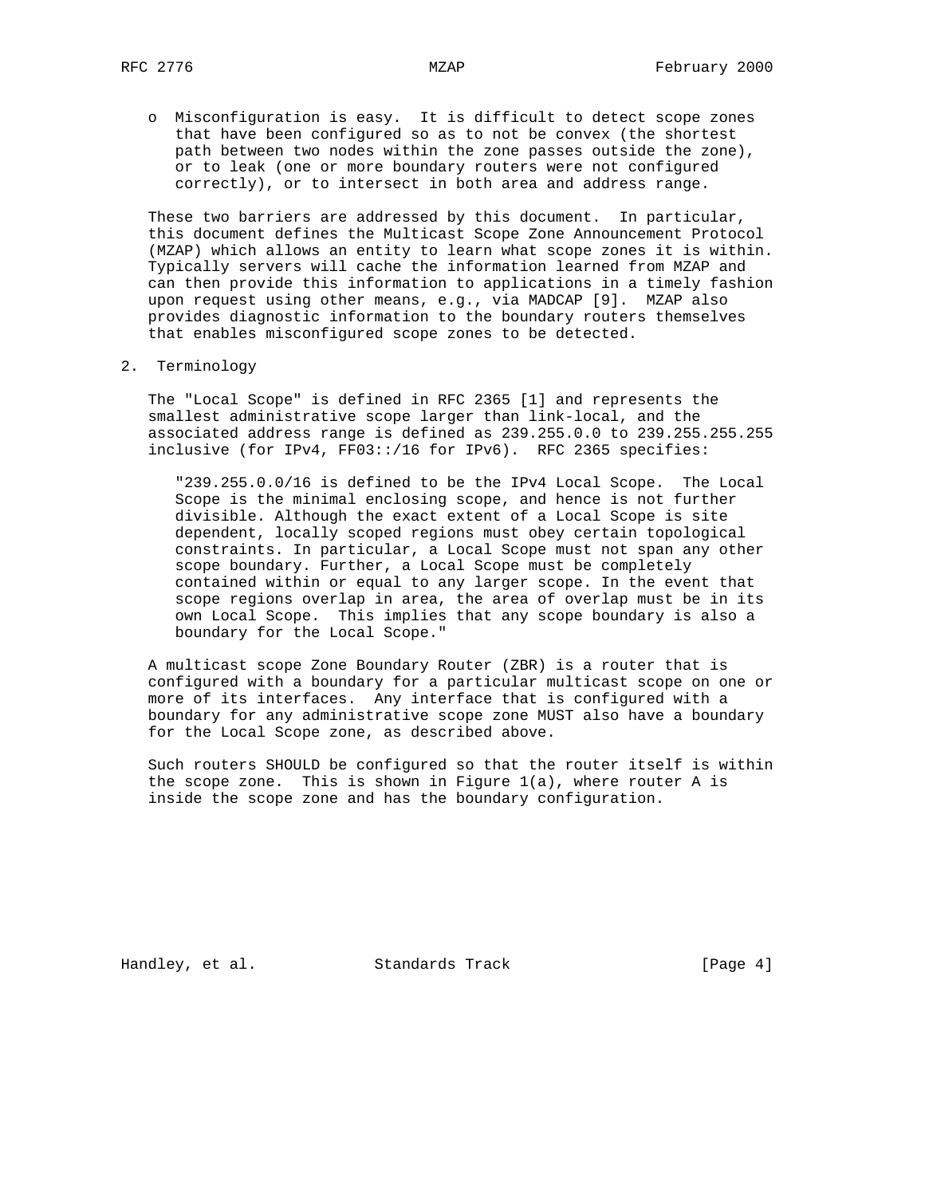- Misconfiguration is easy. It is difficult to detect scope zones that have been configured so as to not be convex (the shortest path between two nodes within the zone passes outside the zone), or to leak (one or more boundary routers were not configured correctly), or to intersect in both area and address range.

These two barriers are addressed by this document. In particular, this document defines the Multicast Scope Zone Announcement Protocol (MZAP) which allows an entity to learn what scope zones it is within. Typically servers will cache the information learned from MZAP and can then provide this information to applications in a timely fashion upon request using other means, e.g., via MADCAP [9]. MZAP also provides diagnostic information to the boundary routers themselves that enables misconfigured scope zones to be detected.

## 2. Terminology

The "Local Scope" is defined in RFC 2365 [1] and represents the smallest administrative scope larger than link-local, and the associated address range is defined as 239.255.0.0 to 239.255.255.255 inclusive (for IPv4, FF03::/16 for IPv6). RFC 2365 specifies:

> "239.255.0.0/16 is defined to be the IPv4 Local Scope. The Local Scope is the minimal enclosing scope, and hence is not further divisible. Although the exact extent of a Local Scope is site dependent, locally scoped regions must obey certain topological constraints. In particular, a Local Scope must not span any other scope boundary. Further, a Local Scope must be completely contained within or equal to any larger scope. In the event that scope regions overlap in area, the area of overlap must be in its own Local Scope. This implies that any scope boundary is also a boundary for the Local Scope."

A multicast scope Zone Boundary Router (ZBR) is a router that is configured with a boundary for a particular multicast scope on one or more of its interfaces. Any interface that is configured with a boundary for any administrative scope zone MUST also have a boundary for the Local Scope zone, as described above.

Such routers SHOULD be configured so that the router itself is within the scope zone. This is shown in Figure 1(a), where router A is inside the scope zone and has the boundary configuration.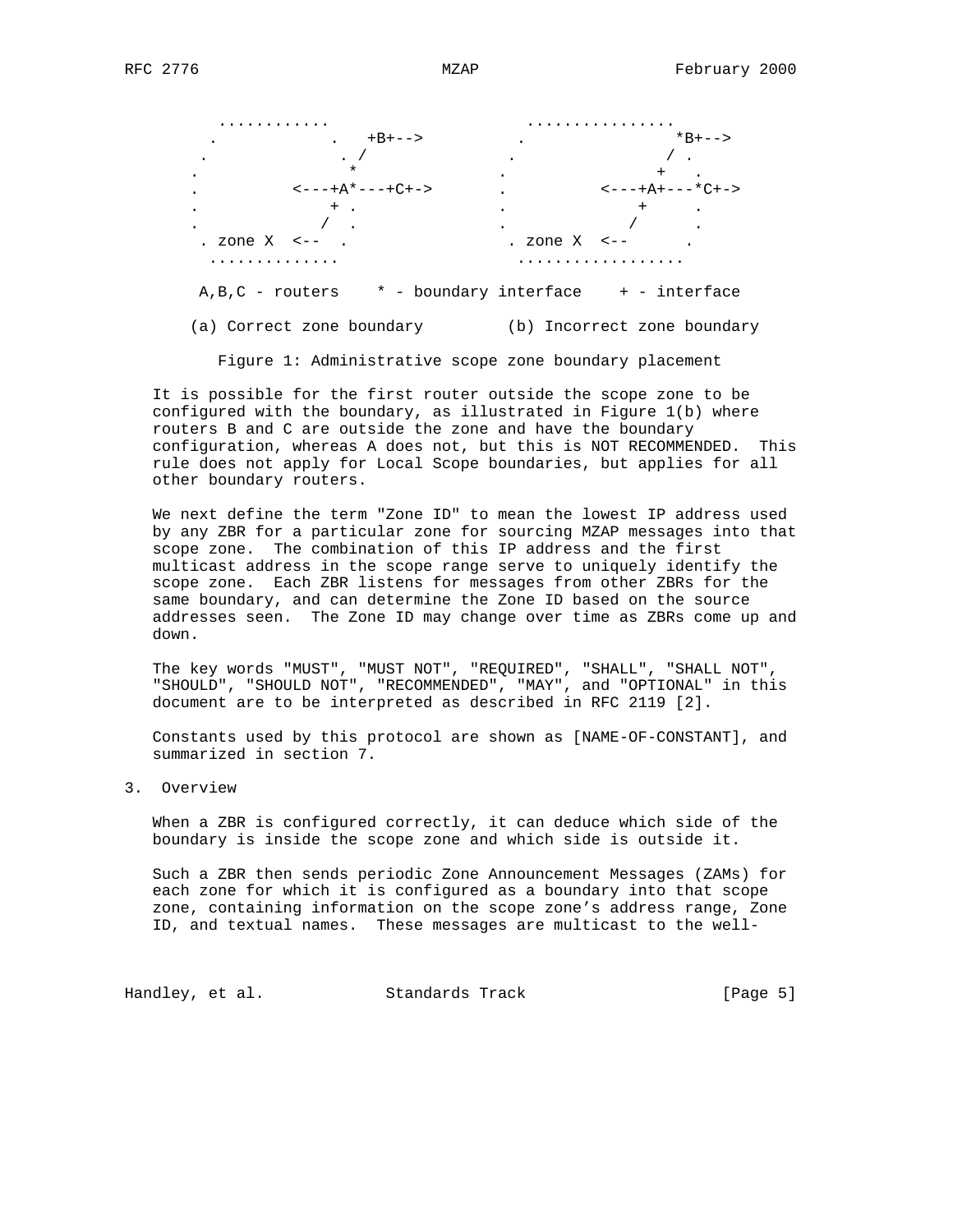```
      ............              ................
     .            .   +B+-->    .               *B+-->
    .              . /          .               / .
   .                *          .               +   .
   .          <---+A*---+C+->  .          <---+A+---*C+->
   .              + .          .              +     .
   .             /  .          .             /      .
    . zone X  <--  .            . zone X  <--      .
     ..............             ..................

    A,B,C - routers    * - boundary interface    + - interface

   (a) Correct zone boundary        (b) Incorrect zone boundary
```

Figure 1: Administrative scope zone boundary placement

It is possible for the first router outside the scope zone to be configured with the boundary, as illustrated in Figure 1(b) where routers B and C are outside the zone and have the boundary configuration, whereas A does not, but this is NOT RECOMMENDED. This rule does not apply for Local Scope boundaries, but applies for all other boundary routers.

We next define the term "Zone ID" to mean the lowest IP address used by any ZBR for a particular zone for sourcing MZAP messages into that scope zone. The combination of this IP address and the first multicast address in the scope range serve to uniquely identify the scope zone. Each ZBR listens for messages from other ZBRs for the same boundary, and can determine the Zone ID based on the source addresses seen. The Zone ID may change over time as ZBRs come up and down.

The key words "MUST", "MUST NOT", "REQUIRED", "SHALL", "SHALL NOT", "SHOULD", "SHOULD NOT", "RECOMMENDED", "MAY", and "OPTIONAL" in this document are to be interpreted as described in RFC 2119 [2].

Constants used by this protocol are shown as [NAME-OF-CONSTANT], and summarized in section 7.

## 3. Overview

When a ZBR is configured correctly, it can deduce which side of the boundary is inside the scope zone and which side is outside it.

Such a ZBR then sends periodic Zone Announcement Messages (ZAMs) for each zone for which it is configured as a boundary into that scope zone, containing information on the scope zone's address range, Zone ID, and textual names. These messages are multicast to the well-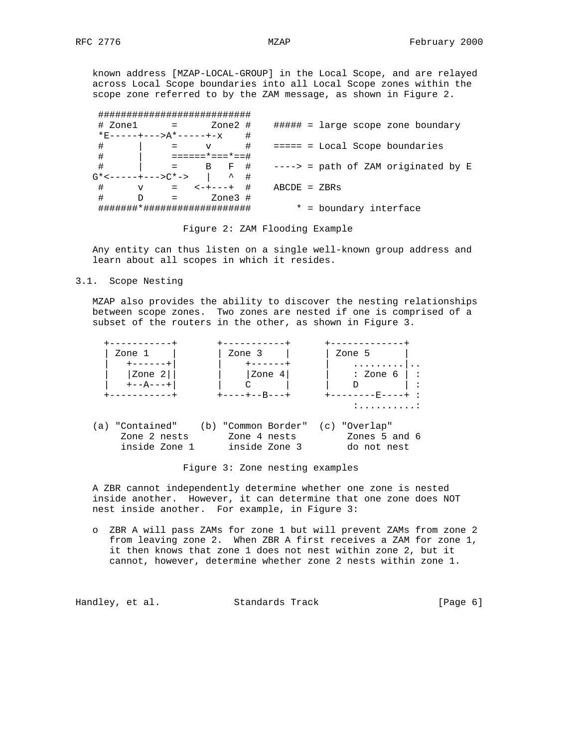known address [MZAP-LOCAL-GROUP] in the Local Scope, and are relayed across Local Scope boundaries into all Local Scope zones within the scope zone referred to by the ZAM message, as shown in Figure 2.

```
 ###########################
 # Zone1      =       Zone2 #    ##### = large scope zone boundary
 *E-----+--->A*-----+-x    #
 #      |     =     v      #    ===== = Local Scope boundaries
 #      |     ======*===*==#
 #      |     =     B   F  #    ----> = path of ZAM originated by E
G*<-----+--->C*->   |   ^  #
 #      v     =   <-+---+  #    ABCDE = ZBRs
 #      D     =      Zone3 #
 #######*##################        * = boundary interface
```

Figure 2: ZAM Flooding Example

Any entity can thus listen on a single well-known group address and learn about all scopes in which it resides.

## 3.1. Scope Nesting

MZAP also provides the ability to discover the nesting relationships between scope zones. Two zones are nested if one is comprised of a subset of the routers in the other, as shown in Figure 3.

```
  +-----------+       +-----------+      +-------------+
  | Zone 1    |       | Zone 3    |      | Zone 5      |
  |   +------+|       |    +------+      |    .........|..
  |   |Zone 2||       |    |Zone 4|      |    : Zone 6 | :
  |   +--A---+|       |    C      |      |    D        | :
  +-----------+       +----+--B---+      +--------E----+ :
                                              :..........:

(a) "Contained"    (b) "Common Border"  (c) "Overlap"
    Zone 2 nests       Zone 4 nests         Zones 5 and 6
    inside Zone 1      inside Zone 3        do not nest
```

Figure 3: Zone nesting examples

A ZBR cannot independently determine whether one zone is nested inside another. However, it can determine that one zone does NOT nest inside another. For example, in Figure 3:

- ZBR A will pass ZAMs for zone 1 but will prevent ZAMs from zone 2 from leaving zone 2. When ZBR A first receives a ZAM for zone 1, it then knows that zone 1 does not nest within zone 2, but it cannot, however, determine whether zone 2 nests within zone 1.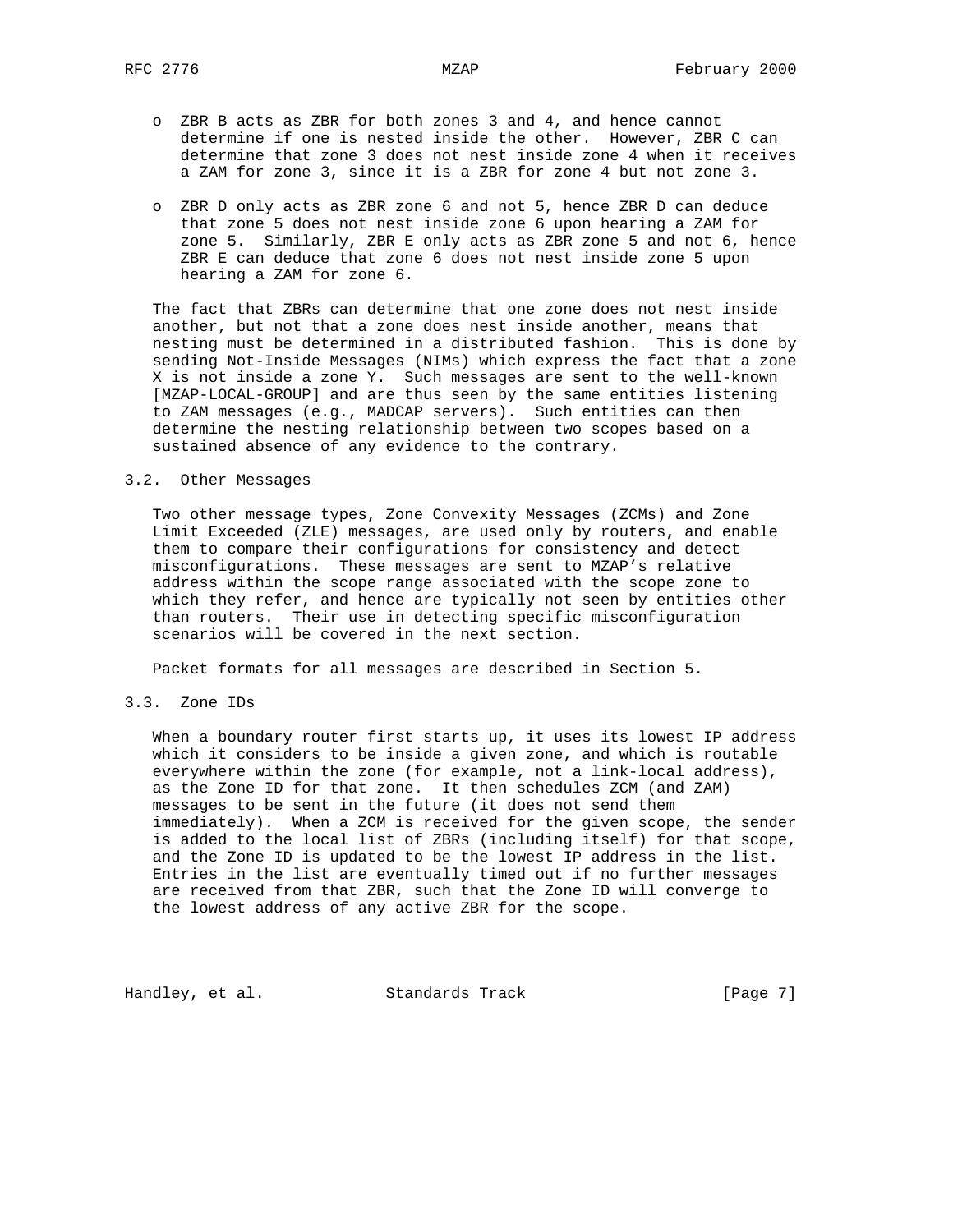- ZBR B acts as ZBR for both zones 3 and 4, and hence cannot determine if one is nested inside the other. However, ZBR C can determine that zone 3 does not nest inside zone 4 when it receives a ZAM for zone 3, since it is a ZBR for zone 4 but not zone 3.

- ZBR D only acts as ZBR zone 6 and not 5, hence ZBR D can deduce that zone 5 does not nest inside zone 6 upon hearing a ZAM for zone 5. Similarly, ZBR E only acts as ZBR zone 5 and not 6, hence ZBR E can deduce that zone 6 does not nest inside zone 5 upon hearing a ZAM for zone 6.

The fact that ZBRs can determine that one zone does not nest inside another, but not that a zone does nest inside another, means that nesting must be determined in a distributed fashion. This is done by sending Not-Inside Messages (NIMs) which express the fact that a zone X is not inside a zone Y. Such messages are sent to the well-known [MZAP-LOCAL-GROUP] and are thus seen by the same entities listening to ZAM messages (e.g., MADCAP servers). Such entities can then determine the nesting relationship between two scopes based on a sustained absence of any evidence to the contrary.

### 3.2. Other Messages

Two other message types, Zone Convexity Messages (ZCMs) and Zone Limit Exceeded (ZLE) messages, are used only by routers, and enable them to compare their configurations for consistency and detect misconfigurations. These messages are sent to MZAP's relative address within the scope range associated with the scope zone to which they refer, and hence are typically not seen by entities other than routers. Their use in detecting specific misconfiguration scenarios will be covered in the next section.

Packet formats for all messages are described in Section 5.

### 3.3. Zone IDs

When a boundary router first starts up, it uses its lowest IP address which it considers to be inside a given zone, and which is routable everywhere within the zone (for example, not a link-local address), as the Zone ID for that zone. It then schedules ZCM (and ZAM) messages to be sent in the future (it does not send them immediately). When a ZCM is received for the given scope, the sender is added to the local list of ZBRs (including itself) for that scope, and the Zone ID is updated to be the lowest IP address in the list. Entries in the list are eventually timed out if no further messages are received from that ZBR, such that the Zone ID will converge to the lowest address of any active ZBR for the scope.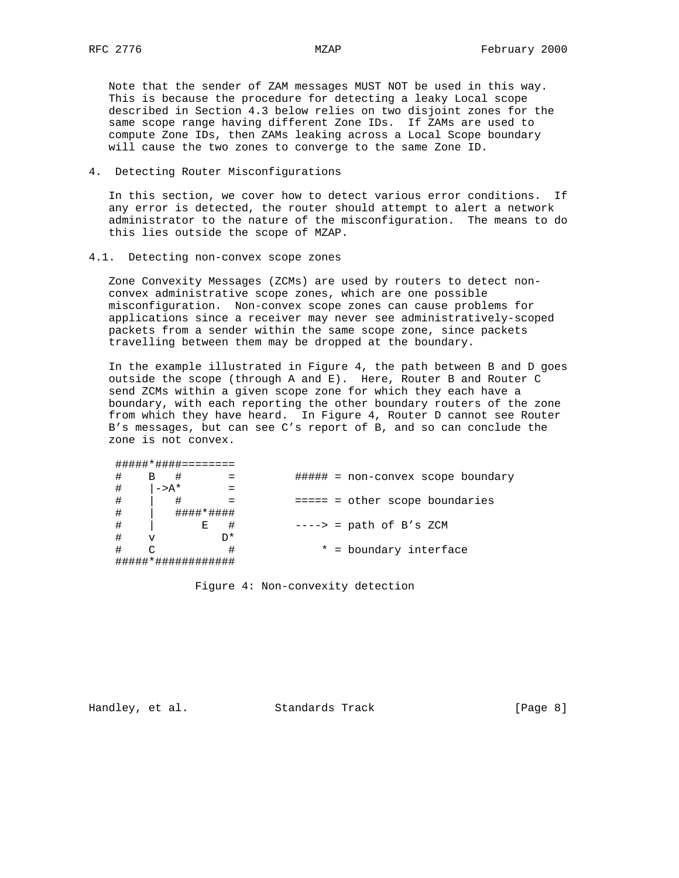Note that the sender of ZAM messages MUST NOT be used in this way. This is because the procedure for detecting a leaky Local scope described in Section 4.3 below relies on two disjoint zones for the same scope range having different Zone IDs. If ZAMs are used to compute Zone IDs, then ZAMs leaking across a Local Scope boundary will cause the two zones to converge to the same Zone ID.

## 4. Detecting Router Misconfigurations

In this section, we cover how to detect various error conditions. If any error is detected, the router should attempt to alert a network administrator to the nature of the misconfiguration. The means to do this lies outside the scope of MZAP.

### 4.1. Detecting non-convex scope zones

Zone Convexity Messages (ZCMs) are used by routers to detect non-convex administrative scope zones, which are one possible misconfiguration. Non-convex scope zones can cause problems for applications since a receiver may never see administratively-scoped packets from a sender within the same scope zone, since packets travelling between them may be dropped at the boundary.

In the example illustrated in Figure 4, the path between B and D goes outside the scope (through A and E). Here, Router B and Router C send ZCMs within a given scope zone for which they each have a boundary, with each reporting the other boundary routers of the zone from which they have heard. In Figure 4, Router D cannot see Router B's messages, but can see C's report of B, and so can conclude the zone is not convex.

```
 #####*####========
 #    B   #       =         ##### = non-convex scope boundary
 #    |->A*       =
 #    |   #       =         ===== = other scope boundaries
 #    |   ####*####
 #    |       E   #         ----> = path of B's ZCM
 #    v          D*
 #    C           #             * = boundary interface
 #####*############
```

Figure 4: Non-convexity detection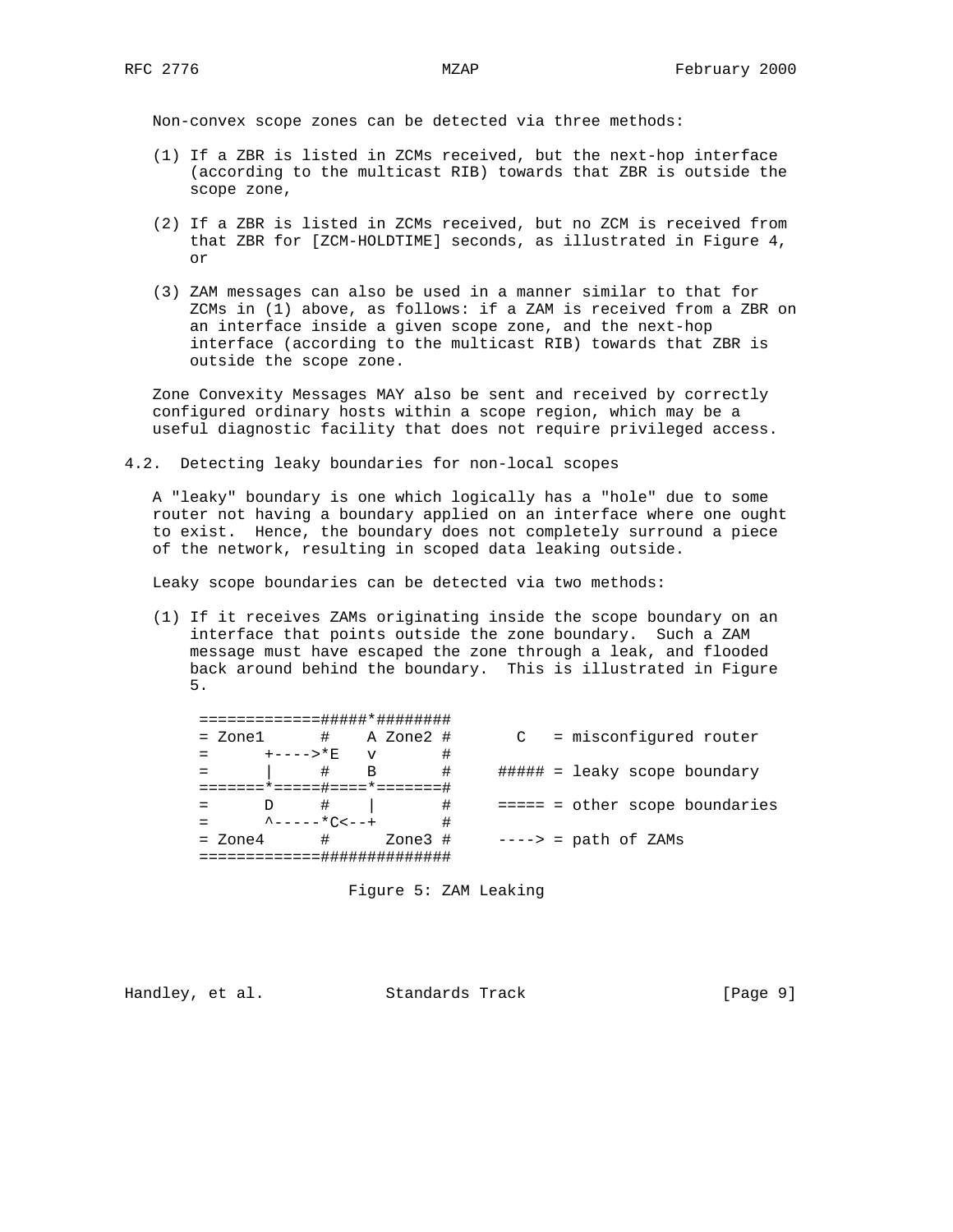Non-convex scope zones can be detected via three methods:

(1) If a ZBR is listed in ZCMs received, but the next-hop interface (according to the multicast RIB) towards that ZBR is outside the scope zone,

(2) If a ZBR is listed in ZCMs received, but no ZCM is received from that ZBR for [ZCM-HOLDTIME] seconds, as illustrated in Figure 4, or

(3) ZAM messages can also be used in a manner similar to that for ZCMs in (1) above, as follows: if a ZAM is received from a ZBR on an interface inside a given scope zone, and the next-hop interface (according to the multicast RIB) towards that ZBR is outside the scope zone.

Zone Convexity Messages MAY also be sent and received by correctly configured ordinary hosts within a scope region, which may be a useful diagnostic facility that does not require privileged access.

## 4.2. Detecting leaky boundaries for non-local scopes

A "leaky" boundary is one which logically has a "hole" due to some router not having a boundary applied on an interface where one ought to exist. Hence, the boundary does not completely surround a piece of the network, resulting in scoped data leaking outside.

Leaky scope boundaries can be detected via two methods:

(1) If it receives ZAMs originating inside the scope boundary on an interface that points outside the zone boundary. Such a ZAM message must have escaped the zone through a leak, and flooded back around behind the boundary. This is illustrated in Figure 5.

```
============#####*########
= Zone1     #    A Zone2 #       C   = misconfigured router
=     +---->*E   v       #
=     |     #    B       #     ##### = leaky scope boundary
=======*====#====*=======#
=     D     #    |       #     ===== = other scope boundaries
=     ^-----*C<--+       #
= Zone4     #     Zone3  #     ----> = path of ZAMs
===========##############
```

Figure 5: ZAM Leaking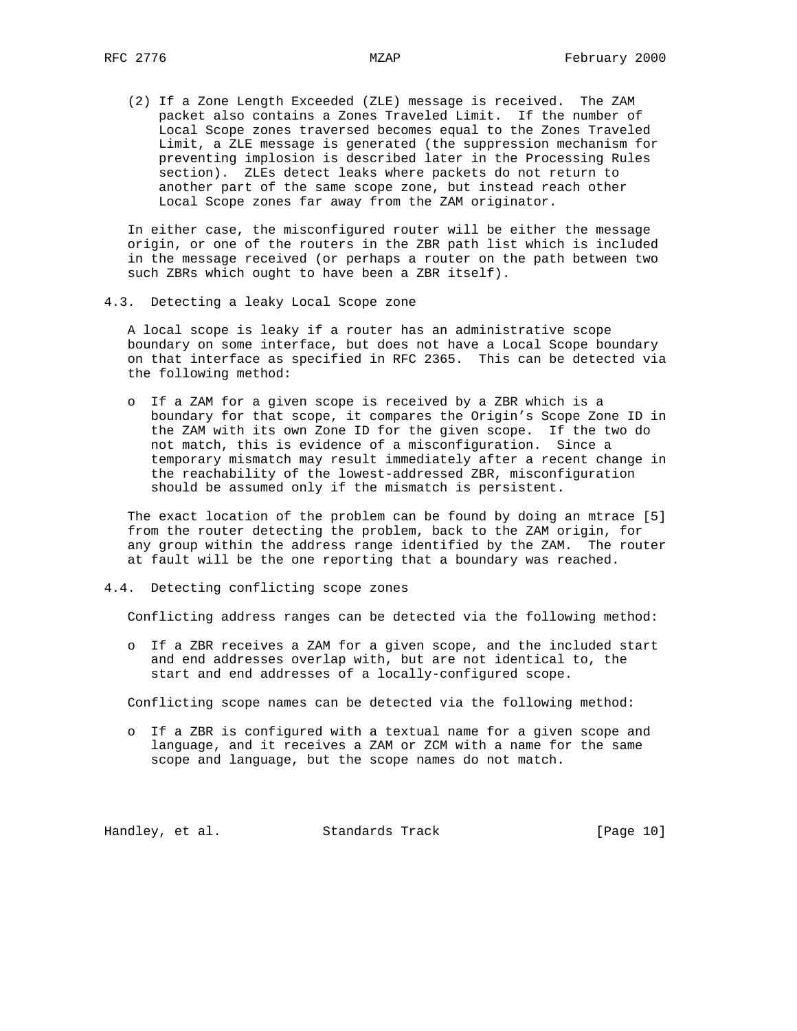(2) If a Zone Length Exceeded (ZLE) message is received. The ZAM packet also contains a Zones Traveled Limit. If the number of Local Scope zones traversed becomes equal to the Zones Traveled Limit, a ZLE message is generated (the suppression mechanism for preventing implosion is described later in the Processing Rules section). ZLEs detect leaks where packets do not return to another part of the same scope zone, but instead reach other Local Scope zones far away from the ZAM originator.

In either case, the misconfigured router will be either the message origin, or one of the routers in the ZBR path list which is included in the message received (or perhaps a router on the path between two such ZBRs which ought to have been a ZBR itself).

## 4.3. Detecting a leaky Local Scope zone

A local scope is leaky if a router has an administrative scope boundary on some interface, but does not have a Local Scope boundary on that interface as specified in RFC 2365. This can be detected via the following method:

- If a ZAM for a given scope is received by a ZBR which is a boundary for that scope, it compares the Origin's Scope Zone ID in the ZAM with its own Zone ID for the given scope. If the two do not match, this is evidence of a misconfiguration. Since a temporary mismatch may result immediately after a recent change in the reachability of the lowest-addressed ZBR, misconfiguration should be assumed only if the mismatch is persistent.

The exact location of the problem can be found by doing an mtrace [5] from the router detecting the problem, back to the ZAM origin, for any group within the address range identified by the ZAM. The router at fault will be the one reporting that a boundary was reached.

## 4.4. Detecting conflicting scope zones

Conflicting address ranges can be detected via the following method:

- If a ZBR receives a ZAM for a given scope, and the included start and end addresses overlap with, but are not identical to, the start and end addresses of a locally-configured scope.

Conflicting scope names can be detected via the following method:

- If a ZBR is configured with a textual name for a given scope and language, and it receives a ZAM or ZCM with a name for the same scope and language, but the scope names do not match.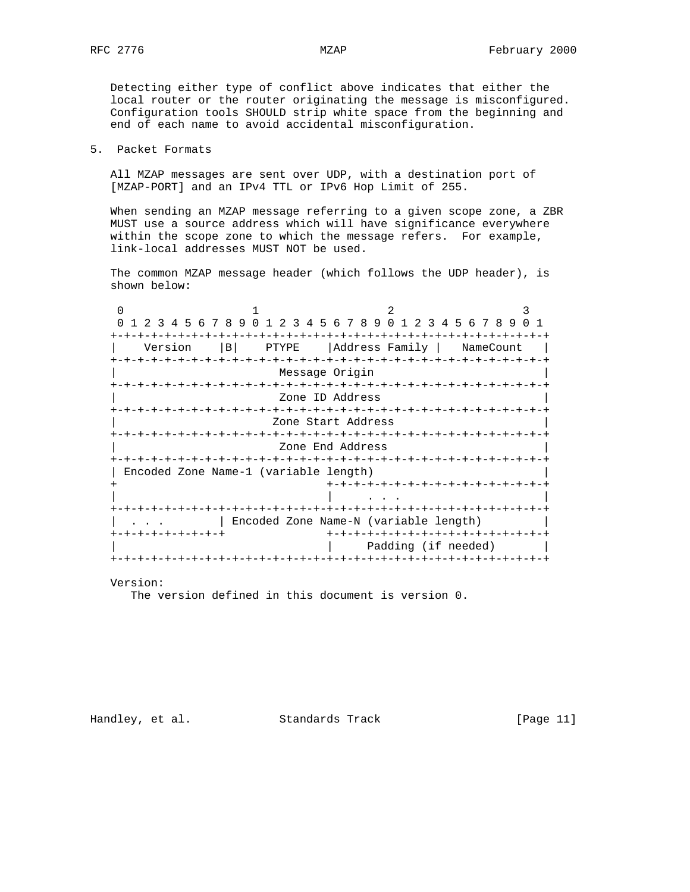Detecting either type of conflict above indicates that either the local router or the router originating the message is misconfigured. Configuration tools SHOULD strip white space from the beginning and end of each name to avoid accidental misconfiguration.

## 5. Packet Formats

All MZAP messages are sent over UDP, with a destination port of [MZAP-PORT] and an IPv4 TTL or IPv6 Hop Limit of 255.

When sending an MZAP message referring to a given scope zone, a ZBR MUST use a source address which will have significance everywhere within the scope zone to which the message refers. For example, link-local addresses MUST NOT be used.

The common MZAP message header (which follows the UDP header), is shown below:

```
 0                   1                   2                   3
 0 1 2 3 4 5 6 7 8 9 0 1 2 3 4 5 6 7 8 9 0 1 2 3 4 5 6 7 8 9 0 1
+-+-+-+-+-+-+-+-+-+-+-+-+-+-+-+-+-+-+-+-+-+-+-+-+-+-+-+-+-+-+-+-+
|    Version    |B|    PTYPE    |Address Family |   NameCount   |
+-+-+-+-+-+-+-+-+-+-+-+-+-+-+-+-+-+-+-+-+-+-+-+-+-+-+-+-+-+-+-+-+
|                        Message Origin                         |
+-+-+-+-+-+-+-+-+-+-+-+-+-+-+-+-+-+-+-+-+-+-+-+-+-+-+-+-+-+-+-+-+
|                        Zone ID Address                        |
+-+-+-+-+-+-+-+-+-+-+-+-+-+-+-+-+-+-+-+-+-+-+-+-+-+-+-+-+-+-+-+-+
|                       Zone Start Address                      |
+-+-+-+-+-+-+-+-+-+-+-+-+-+-+-+-+-+-+-+-+-+-+-+-+-+-+-+-+-+-+-+-+
|                        Zone End Address                       |
+-+-+-+-+-+-+-+-+-+-+-+-+-+-+-+-+-+-+-+-+-+-+-+-+-+-+-+-+-+-+-+-+
| Encoded Zone Name-1 (variable length)                         |
+                               +-+-+-+-+-+-+-+-+-+-+-+-+-+-+-+-+
|                               |     . . .                     |
+-+-+-+-+-+-+-+-+-+-+-+-+-+-+-+-+-+-+-+-+-+-+-+-+-+-+-+-+-+-+-+-+
|  . . .        | Encoded Zone Name-N (variable length)         |
+-+-+-+-+-+-+-+-+               +-+-+-+-+-+-+-+-+-+-+-+-+-+-+-+-+
|                               |     Padding (if needed)       |
+-+-+-+-+-+-+-+-+-+-+-+-+-+-+-+-+-+-+-+-+-+-+-+-+-+-+-+-+-+-+-+-+
```

Version:
The version defined in this document is version 0.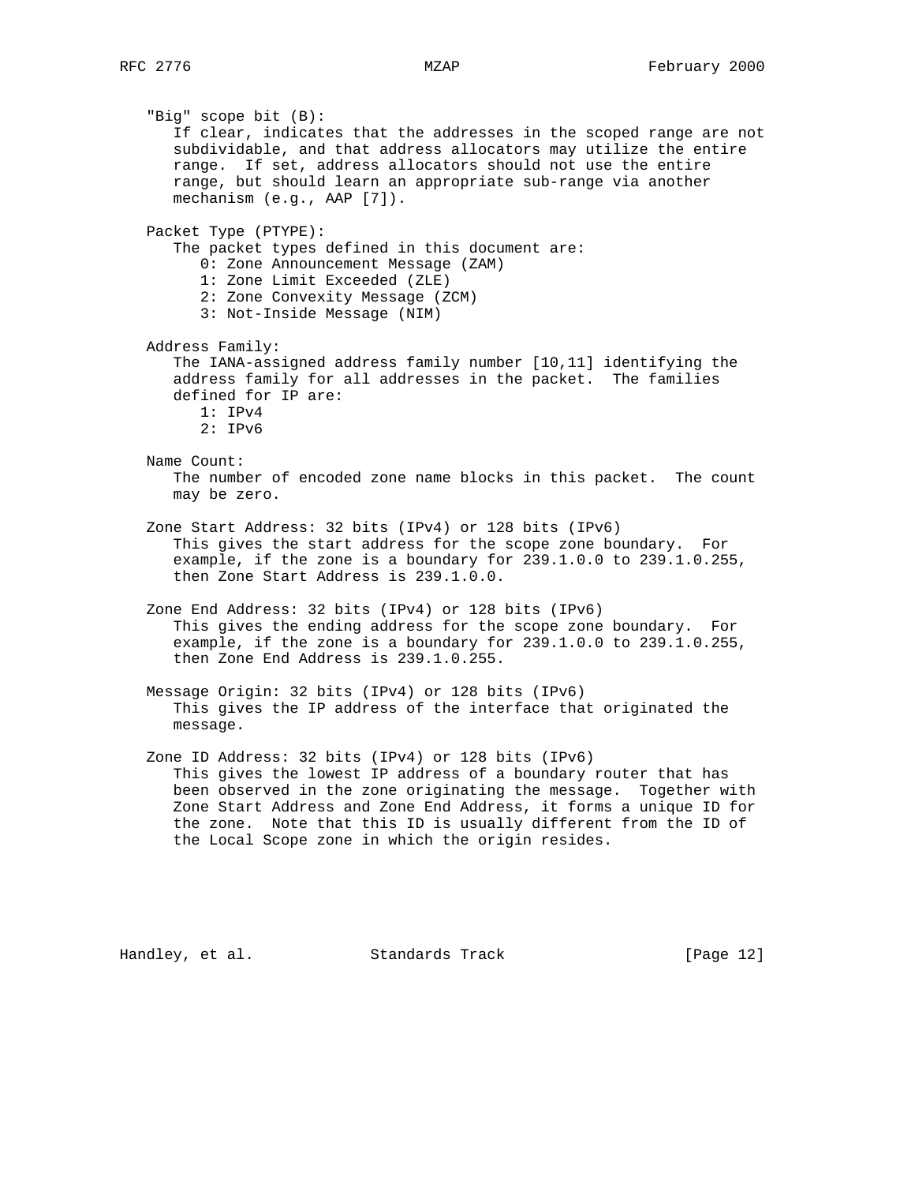"Big" scope bit (B):
If clear, indicates that the addresses in the scoped range are not subdividable, and that address allocators may utilize the entire range. If set, address allocators should not use the entire range, but should learn an appropriate sub-range via another mechanism (e.g., AAP [7]).

Packet Type (PTYPE):
The packet types defined in this document are:
- 0: Zone Announcement Message (ZAM)
- 1: Zone Limit Exceeded (ZLE)
- 2: Zone Convexity Message (ZCM)
- 3: Not-Inside Message (NIM)

Address Family:
The IANA-assigned address family number [10,11] identifying the address family for all addresses in the packet. The families defined for IP are:
- 1: IPv4
- 2: IPv6

Name Count:
The number of encoded zone name blocks in this packet. The count may be zero.

Zone Start Address: 32 bits (IPv4) or 128 bits (IPv6)
This gives the start address for the scope zone boundary. For example, if the zone is a boundary for 239.1.0.0 to 239.1.0.255, then Zone Start Address is 239.1.0.0.

Zone End Address: 32 bits (IPv4) or 128 bits (IPv6)
This gives the ending address for the scope zone boundary. For example, if the zone is a boundary for 239.1.0.0 to 239.1.0.255, then Zone End Address is 239.1.0.255.

Message Origin: 32 bits (IPv4) or 128 bits (IPv6)
This gives the IP address of the interface that originated the message.

Zone ID Address: 32 bits (IPv4) or 128 bits (IPv6)
This gives the lowest IP address of a boundary router that has been observed in the zone originating the message. Together with Zone Start Address and Zone End Address, it forms a unique ID for the zone. Note that this ID is usually different from the ID of the Local Scope zone in which the origin resides.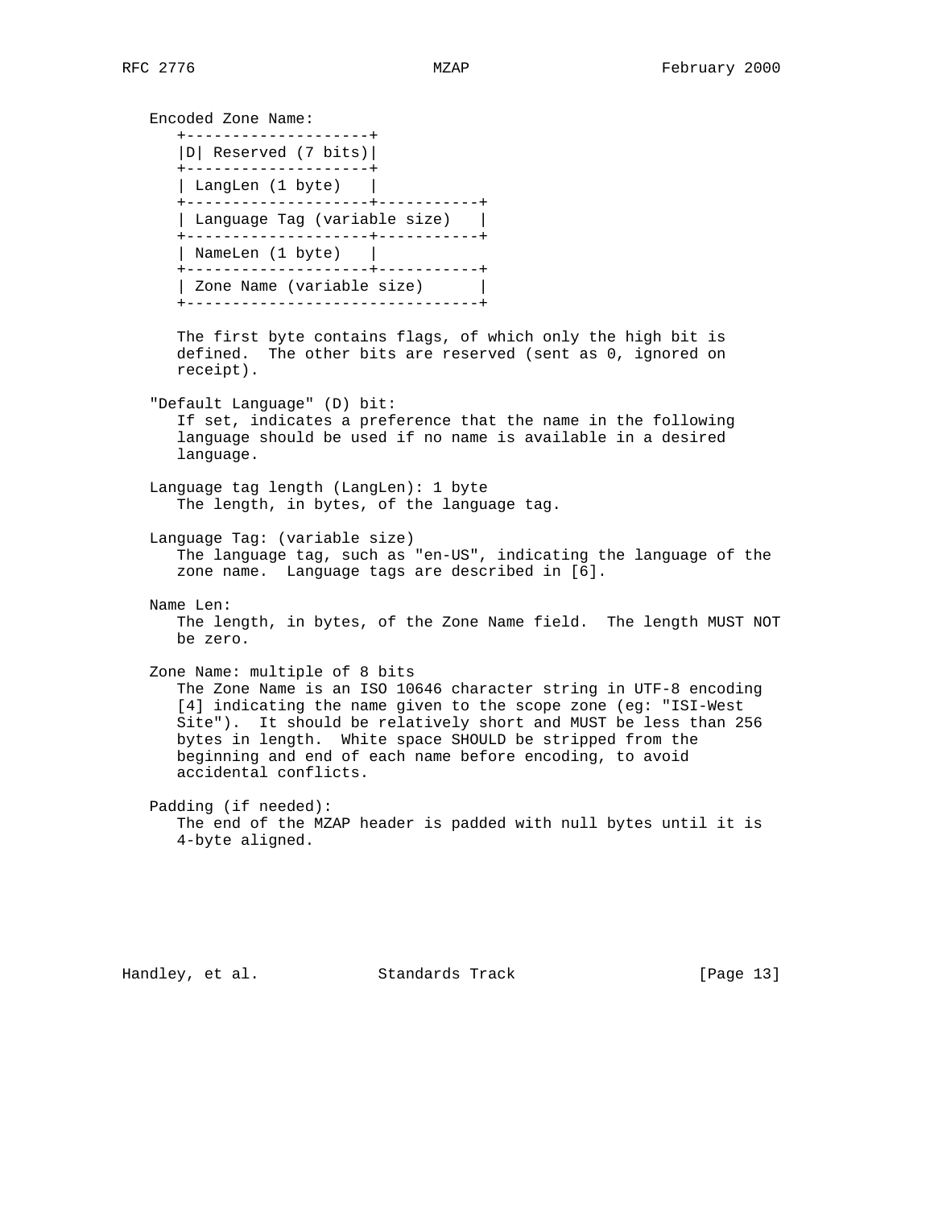Encoded Zone Name:

```
+--------------------+
|D| Reserved (7 bits)|
+--------------------+
| LangLen (1 byte)   |
+--------------------+-----------+
| Language Tag (variable size)   |
+--------------------+-----------+
| NameLen (1 byte)   |
+--------------------+-----------+
| Zone Name (variable size)      |
+--------------------------------+
```

The first byte contains flags, of which only the high bit is defined. The other bits are reserved (sent as 0, ignored on receipt).

"Default Language" (D) bit:
If set, indicates a preference that the name in the following language should be used if no name is available in a desired language.

Language tag length (LangLen): 1 byte
The length, in bytes, of the language tag.

Language Tag: (variable size)
The language tag, such as "en-US", indicating the language of the zone name. Language tags are described in [6].

Name Len:
The length, in bytes, of the Zone Name field. The length MUST NOT be zero.

Zone Name: multiple of 8 bits
The Zone Name is an ISO 10646 character string in UTF-8 encoding [4] indicating the name given to the scope zone (eg: "ISI-West Site"). It should be relatively short and MUST be less than 256 bytes in length. White space SHOULD be stripped from the beginning and end of each name before encoding, to avoid accidental conflicts.

Padding (if needed):
The end of the MZAP header is padded with null bytes until it is 4-byte aligned.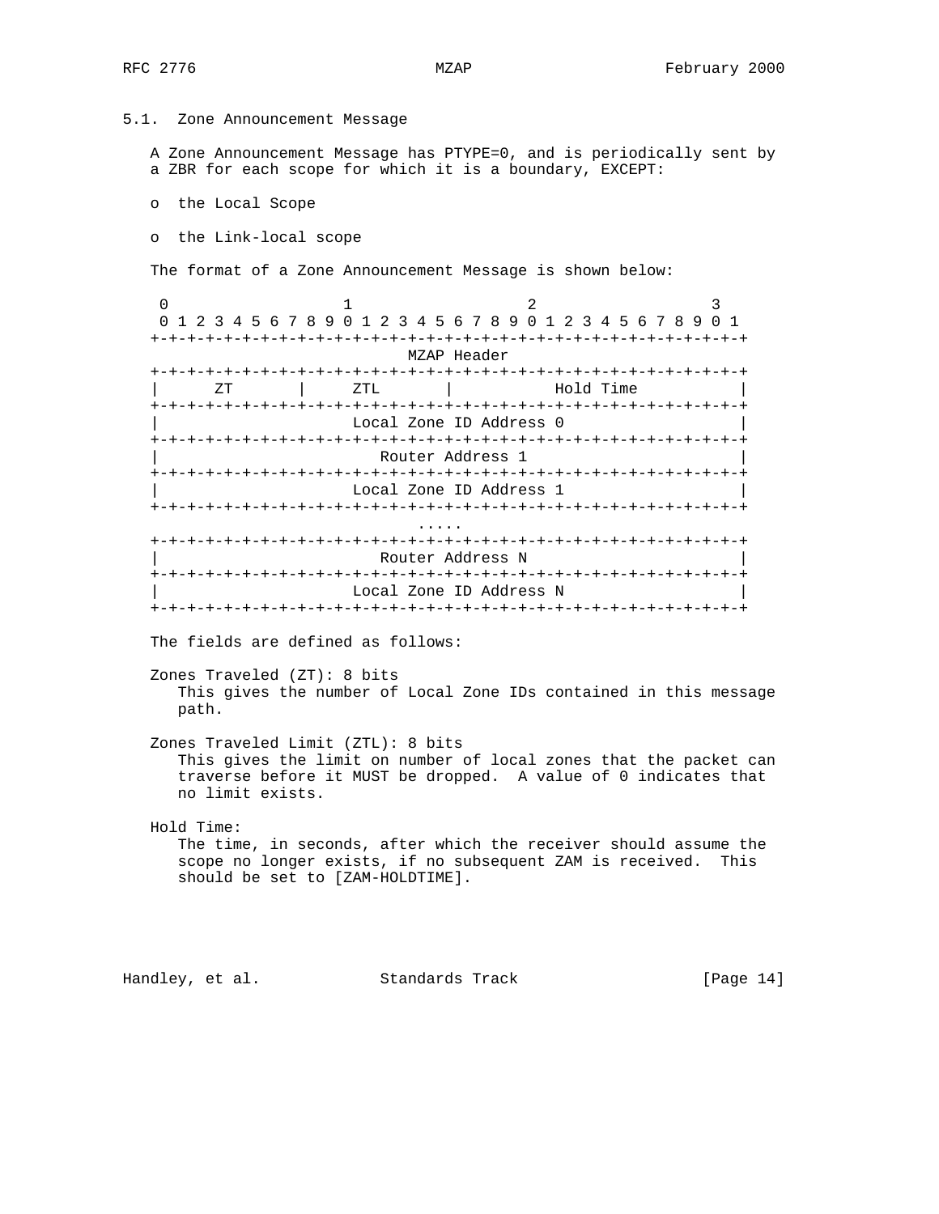### 5.1. Zone Announcement Message

A Zone Announcement Message has PTYPE=0, and is periodically sent by a ZBR for each scope for which it is a boundary, EXCEPT:

- the Local Scope
- the Link-local scope

The format of a Zone Announcement Message is shown below:

```
 0                   1                   2                   3
 0 1 2 3 4 5 6 7 8 9 0 1 2 3 4 5 6 7 8 9 0 1 2 3 4 5 6 7 8 9 0 1
+-+-+-+-+-+-+-+-+-+-+-+-+-+-+-+-+-+-+-+-+-+-+-+-+-+-+-+-+-+-+-+-+
                           MZAP Header
+-+-+-+-+-+-+-+-+-+-+-+-+-+-+-+-+-+-+-+-+-+-+-+-+-+-+-+-+-+-+-+-+
|      ZT       |     ZTL       |           Hold Time           |
+-+-+-+-+-+-+-+-+-+-+-+-+-+-+-+-+-+-+-+-+-+-+-+-+-+-+-+-+-+-+-+-+
|                   Local Zone ID Address 0                     |
+-+-+-+-+-+-+-+-+-+-+-+-+-+-+-+-+-+-+-+-+-+-+-+-+-+-+-+-+-+-+-+-+
|                      Router Address 1                         |
+-+-+-+-+-+-+-+-+-+-+-+-+-+-+-+-+-+-+-+-+-+-+-+-+-+-+-+-+-+-+-+-+
|                   Local Zone ID Address 1                     |
+-+-+-+-+-+-+-+-+-+-+-+-+-+-+-+-+-+-+-+-+-+-+-+-+-+-+-+-+-+-+-+-+
                              .....
+-+-+-+-+-+-+-+-+-+-+-+-+-+-+-+-+-+-+-+-+-+-+-+-+-+-+-+-+-+-+-+-+
|                      Router Address N                         |
+-+-+-+-+-+-+-+-+-+-+-+-+-+-+-+-+-+-+-+-+-+-+-+-+-+-+-+-+-+-+-+-+
|                   Local Zone ID Address N                     |
+-+-+-+-+-+-+-+-+-+-+-+-+-+-+-+-+-+-+-+-+-+-+-+-+-+-+-+-+-+-+-+-+
```

The fields are defined as follows:

Zones Traveled (ZT): 8 bits
   This gives the number of Local Zone IDs contained in this message path.

Zones Traveled Limit (ZTL): 8 bits
   This gives the limit on number of local zones that the packet can traverse before it MUST be dropped. A value of 0 indicates that no limit exists.

Hold Time:
   The time, in seconds, after which the receiver should assume the scope no longer exists, if no subsequent ZAM is received. This should be set to [ZAM-HOLDTIME].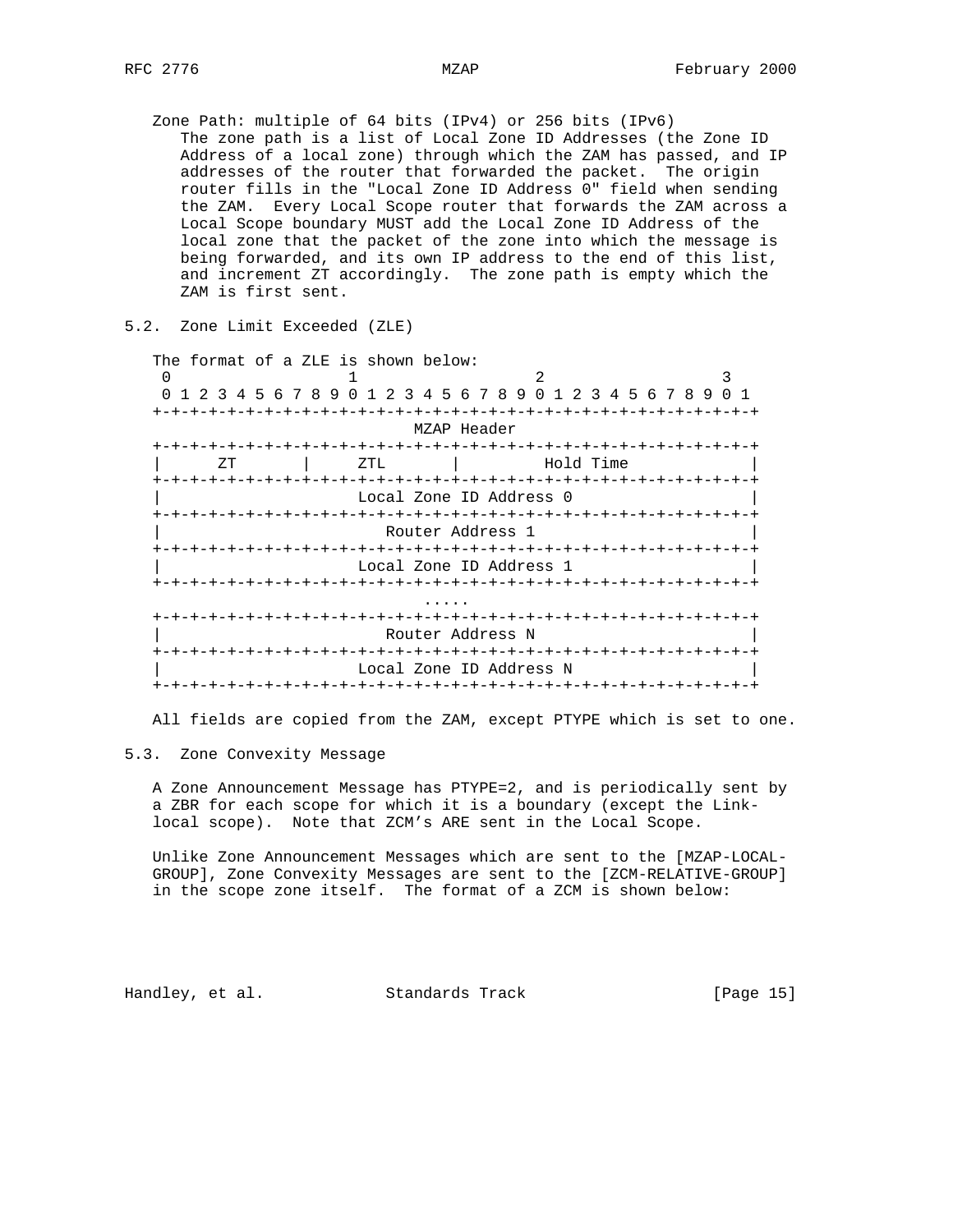Zone Path: multiple of 64 bits (IPv4) or 256 bits (IPv6)
The zone path is a list of Local Zone ID Addresses (the Zone ID Address of a local zone) through which the ZAM has passed, and IP addresses of the router that forwarded the packet. The origin router fills in the "Local Zone ID Address 0" field when sending the ZAM. Every Local Scope router that forwards the ZAM across a Local Scope boundary MUST add the Local Zone ID Address of the local zone that the packet of the zone into which the message is being forwarded, and its own IP address to the end of this list, and increment ZT accordingly. The zone path is empty which the ZAM is first sent.

## 5.2. Zone Limit Exceeded (ZLE)

The format of a ZLE is shown below:

```
 0                   1                   2                   3
 0 1 2 3 4 5 6 7 8 9 0 1 2 3 4 5 6 7 8 9 0 1 2 3 4 5 6 7 8 9 0 1
+-+-+-+-+-+-+-+-+-+-+-+-+-+-+-+-+-+-+-+-+-+-+-+-+-+-+-+-+-+-+-+-+
                           MZAP Header
+-+-+-+-+-+-+-+-+-+-+-+-+-+-+-+-+-+-+-+-+-+-+-+-+-+-+-+-+-+-+-+-+
|      ZT       |     ZTL       |         Hold Time             |
+-+-+-+-+-+-+-+-+-+-+-+-+-+-+-+-+-+-+-+-+-+-+-+-+-+-+-+-+-+-+-+-+
|                   Local Zone ID Address 0                     |
+-+-+-+-+-+-+-+-+-+-+-+-+-+-+-+-+-+-+-+-+-+-+-+-+-+-+-+-+-+-+-+-+
|                      Router Address 1                         |
+-+-+-+-+-+-+-+-+-+-+-+-+-+-+-+-+-+-+-+-+-+-+-+-+-+-+-+-+-+-+-+-+
|                   Local Zone ID Address 1                     |
+-+-+-+-+-+-+-+-+-+-+-+-+-+-+-+-+-+-+-+-+-+-+-+-+-+-+-+-+-+-+-+-+
                              .....
+-+-+-+-+-+-+-+-+-+-+-+-+-+-+-+-+-+-+-+-+-+-+-+-+-+-+-+-+-+-+-+-+
|                      Router Address N                         |
+-+-+-+-+-+-+-+-+-+-+-+-+-+-+-+-+-+-+-+-+-+-+-+-+-+-+-+-+-+-+-+-+
|                   Local Zone ID Address N                     |
+-+-+-+-+-+-+-+-+-+-+-+-+-+-+-+-+-+-+-+-+-+-+-+-+-+-+-+-+-+-+-+-+
```

All fields are copied from the ZAM, except PTYPE which is set to one.

## 5.3. Zone Convexity Message

A Zone Announcement Message has PTYPE=2, and is periodically sent by a ZBR for each scope for which it is a boundary (except the Link-local scope). Note that ZCM's ARE sent in the Local Scope.

Unlike Zone Announcement Messages which are sent to the [MZAP-LOCAL-GROUP], Zone Convexity Messages are sent to the [ZCM-RELATIVE-GROUP] in the scope zone itself. The format of a ZCM is shown below: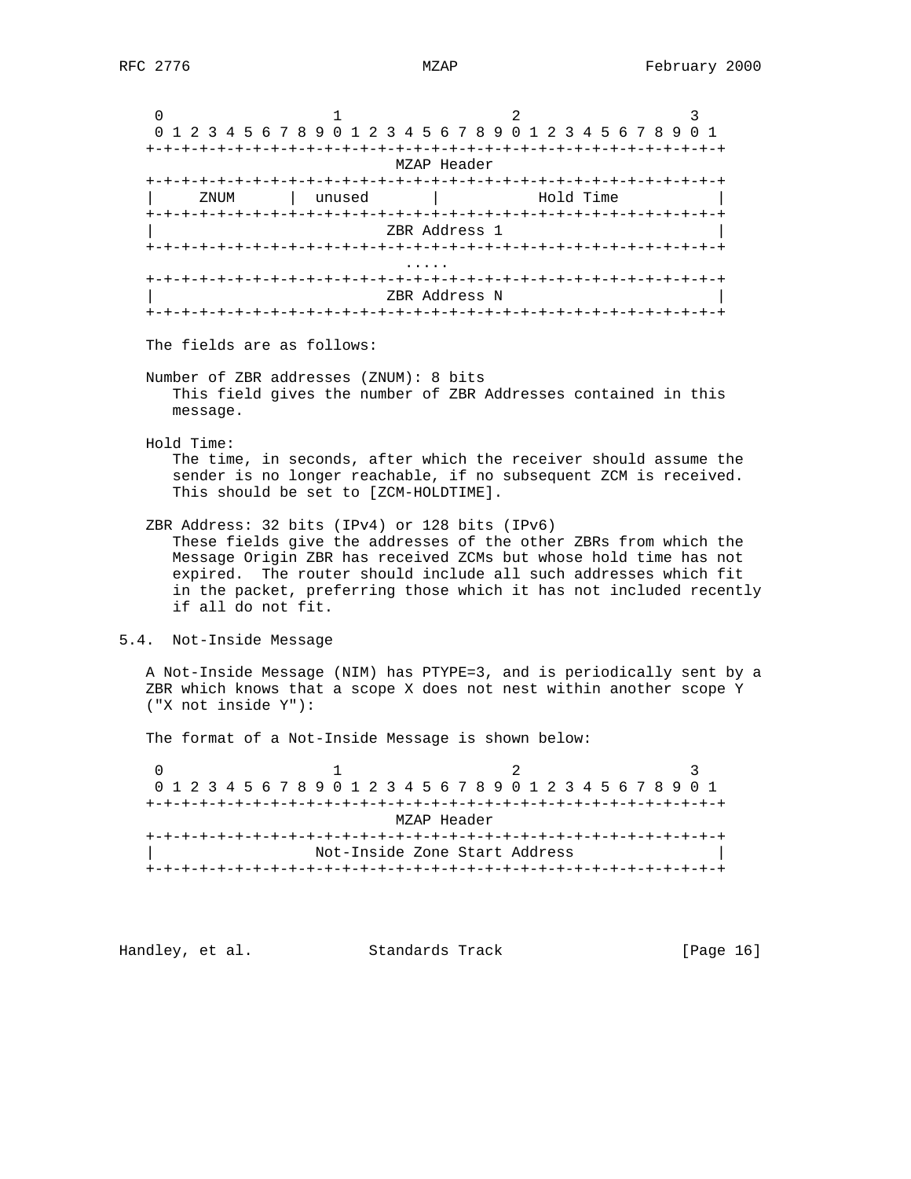```
 0                   1                   2                   3
 0 1 2 3 4 5 6 7 8 9 0 1 2 3 4 5 6 7 8 9 0 1 2 3 4 5 6 7 8 9 0 1
+-+-+-+-+-+-+-+-+-+-+-+-+-+-+-+-+-+-+-+-+-+-+-+-+-+-+-+-+-+-+-+-+
                           MZAP Header
+-+-+-+-+-+-+-+-+-+-+-+-+-+-+-+-+-+-+-+-+-+-+-+-+-+-+-+-+-+-+-+-+
|     ZNUM      | unused        |           Hold Time           |
+-+-+-+-+-+-+-+-+-+-+-+-+-+-+-+-+-+-+-+-+-+-+-+-+-+-+-+-+-+-+-+-+
|                          ZBR Address 1                        |
+-+-+-+-+-+-+-+-+-+-+-+-+-+-+-+-+-+-+-+-+-+-+-+-+-+-+-+-+-+-+-+-+
                                .....
+-+-+-+-+-+-+-+-+-+-+-+-+-+-+-+-+-+-+-+-+-+-+-+-+-+-+-+-+-+-+-+-+
|                          ZBR Address N                        |
+-+-+-+-+-+-+-+-+-+-+-+-+-+-+-+-+-+-+-+-+-+-+-+-+-+-+-+-+-+-+-+-+
```

The fields are as follows:

Number of ZBR addresses (ZNUM): 8 bits
   This field gives the number of ZBR Addresses contained in this message.

Hold Time:
   The time, in seconds, after which the receiver should assume the sender is no longer reachable, if no subsequent ZCM is received. This should be set to [ZCM-HOLDTIME].

ZBR Address: 32 bits (IPv4) or 128 bits (IPv6)
   These fields give the addresses of the other ZBRs from which the Message Origin ZBR has received ZCMs but whose hold time has not expired. The router should include all such addresses which fit in the packet, preferring those which it has not included recently if all do not fit.

## 5.4. Not-Inside Message

A Not-Inside Message (NIM) has PTYPE=3, and is periodically sent by a ZBR which knows that a scope X does not nest within another scope Y ("X not inside Y"):

The format of a Not-Inside Message is shown below:

```
 0                   1                   2                   3
 0 1 2 3 4 5 6 7 8 9 0 1 2 3 4 5 6 7 8 9 0 1 2 3 4 5 6 7 8 9 0 1
+-+-+-+-+-+-+-+-+-+-+-+-+-+-+-+-+-+-+-+-+-+-+-+-+-+-+-+-+-+-+-+-+
                           MZAP Header
+-+-+-+-+-+-+-+-+-+-+-+-+-+-+-+-+-+-+-+-+-+-+-+-+-+-+-+-+-+-+-+-+
|                  Not-Inside Zone Start Address                |
+-+-+-+-+-+-+-+-+-+-+-+-+-+-+-+-+-+-+-+-+-+-+-+-+-+-+-+-+-+-+-+-+
```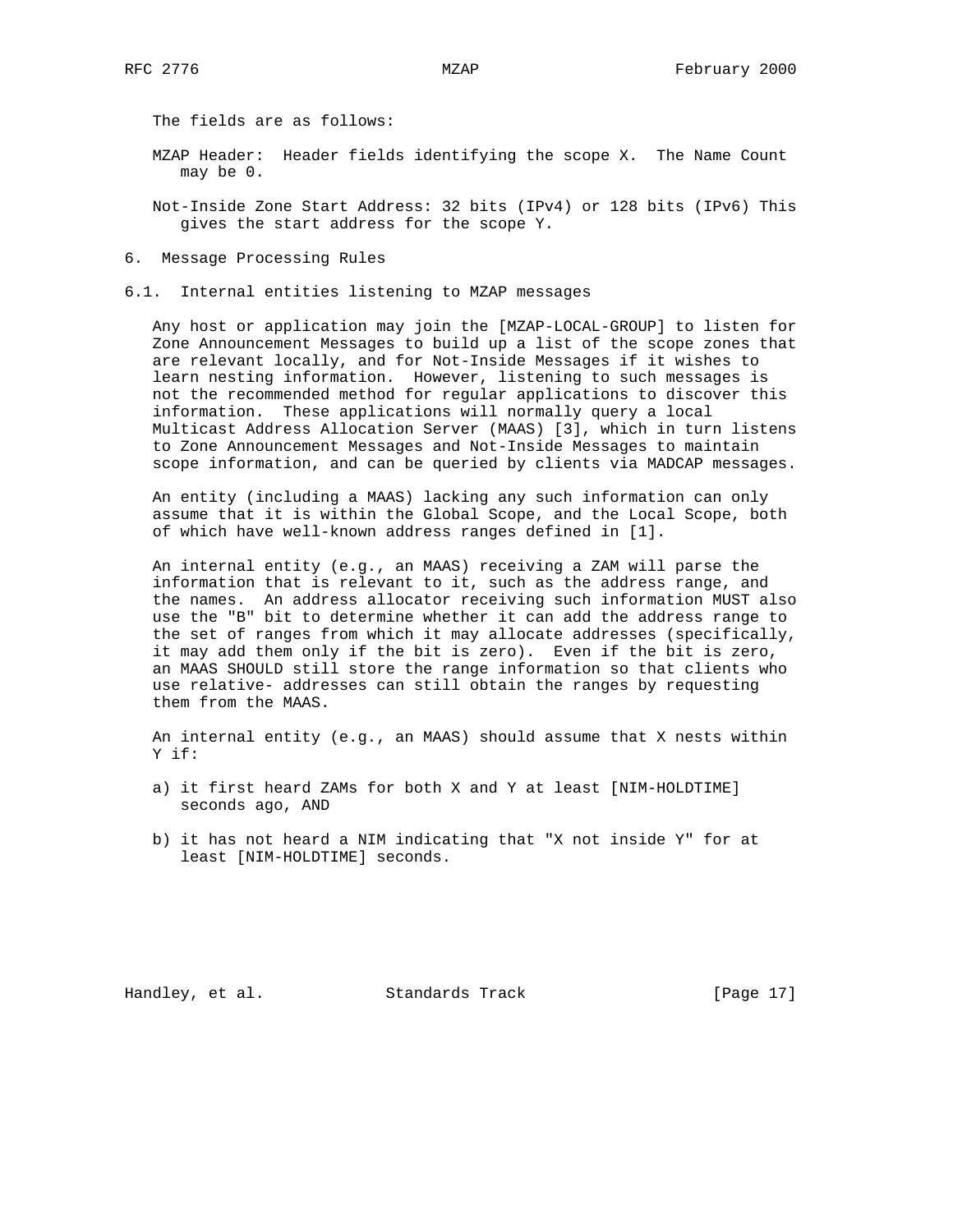The fields are as follows:

MZAP Header: Header fields identifying the scope X. The Name Count may be 0.

Not-Inside Zone Start Address: 32 bits (IPv4) or 128 bits (IPv6) This gives the start address for the scope Y.

## 6. Message Processing Rules

### 6.1. Internal entities listening to MZAP messages

Any host or application may join the [MZAP-LOCAL-GROUP] to listen for Zone Announcement Messages to build up a list of the scope zones that are relevant locally, and for Not-Inside Messages if it wishes to learn nesting information. However, listening to such messages is not the recommended method for regular applications to discover this information. These applications will normally query a local Multicast Address Allocation Server (MAAS) [3], which in turn listens to Zone Announcement Messages and Not-Inside Messages to maintain scope information, and can be queried by clients via MADCAP messages.

An entity (including a MAAS) lacking any such information can only assume that it is within the Global Scope, and the Local Scope, both of which have well-known address ranges defined in [1].

An internal entity (e.g., an MAAS) receiving a ZAM will parse the information that is relevant to it, such as the address range, and the names. An address allocator receiving such information MUST also use the "B" bit to determine whether it can add the address range to the set of ranges from which it may allocate addresses (specifically, it may add them only if the bit is zero). Even if the bit is zero, an MAAS SHOULD still store the range information so that clients who use relative- addresses can still obtain the ranges by requesting them from the MAAS.

An internal entity (e.g., an MAAS) should assume that X nests within Y if:

a) it first heard ZAMs for both X and Y at least [NIM-HOLDTIME] seconds ago, AND

b) it has not heard a NIM indicating that "X not inside Y" for at least [NIM-HOLDTIME] seconds.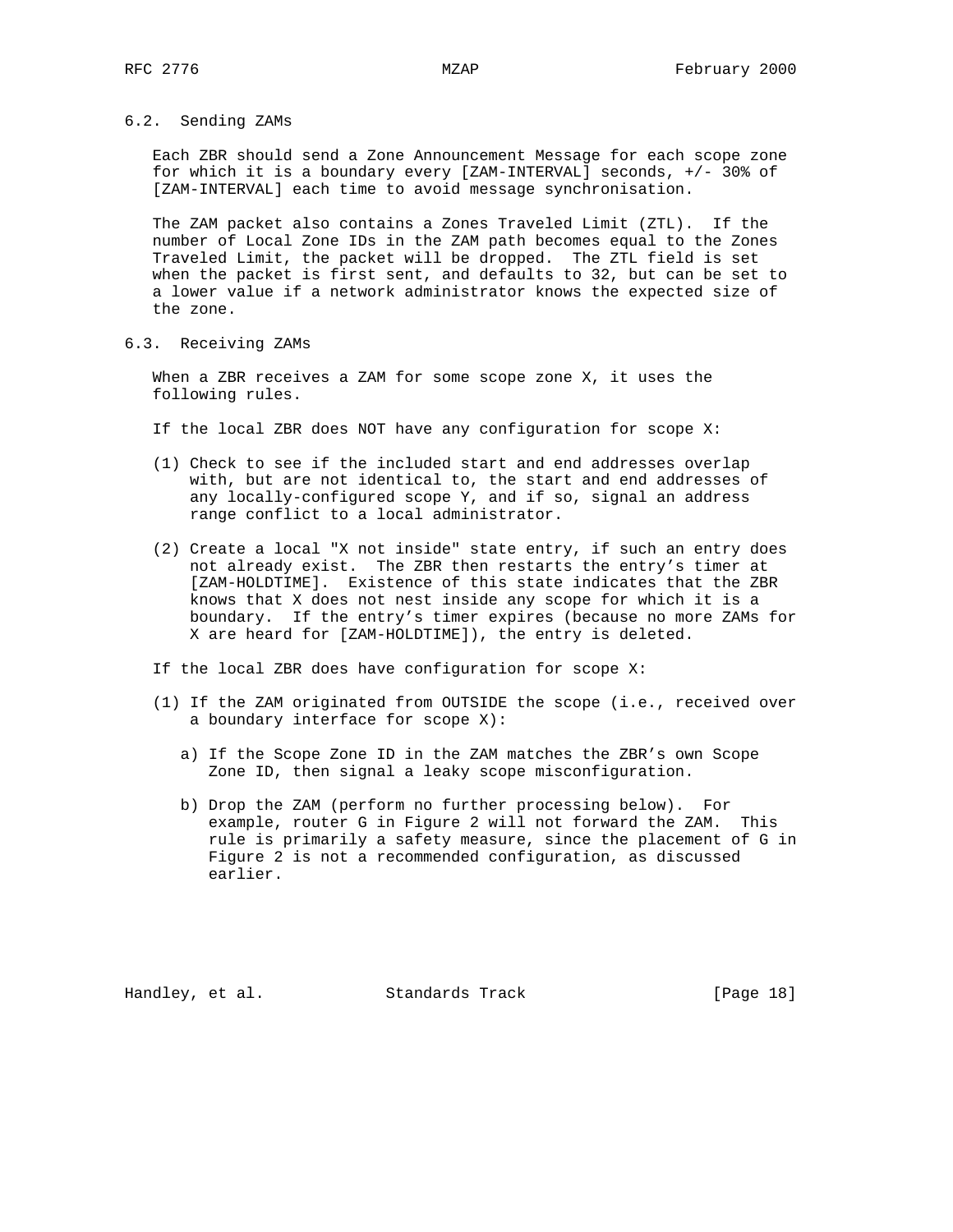### 6.2. Sending ZAMs

Each ZBR should send a Zone Announcement Message for each scope zone for which it is a boundary every [ZAM-INTERVAL] seconds, +/- 30% of [ZAM-INTERVAL] each time to avoid message synchronisation.

The ZAM packet also contains a Zones Traveled Limit (ZTL). If the number of Local Zone IDs in the ZAM path becomes equal to the Zones Traveled Limit, the packet will be dropped. The ZTL field is set when the packet is first sent, and defaults to 32, but can be set to a lower value if a network administrator knows the expected size of the zone.

### 6.3. Receiving ZAMs

When a ZBR receives a ZAM for some scope zone X, it uses the following rules.

If the local ZBR does NOT have any configuration for scope X:

(1) Check to see if the included start and end addresses overlap with, but are not identical to, the start and end addresses of any locally-configured scope Y, and if so, signal an address range conflict to a local administrator.

(2) Create a local "X not inside" state entry, if such an entry does not already exist. The ZBR then restarts the entry's timer at [ZAM-HOLDTIME]. Existence of this state indicates that the ZBR knows that X does not nest inside any scope for which it is a boundary. If the entry's timer expires (because no more ZAMs for X are heard for [ZAM-HOLDTIME]), the entry is deleted.

If the local ZBR does have configuration for scope X:

(1) If the ZAM originated from OUTSIDE the scope (i.e., received over a boundary interface for scope X):

   a) If the Scope Zone ID in the ZAM matches the ZBR's own Scope Zone ID, then signal a leaky scope misconfiguration.

   b) Drop the ZAM (perform no further processing below). For example, router G in Figure 2 will not forward the ZAM. This rule is primarily a safety measure, since the placement of G in Figure 2 is not a recommended configuration, as discussed earlier.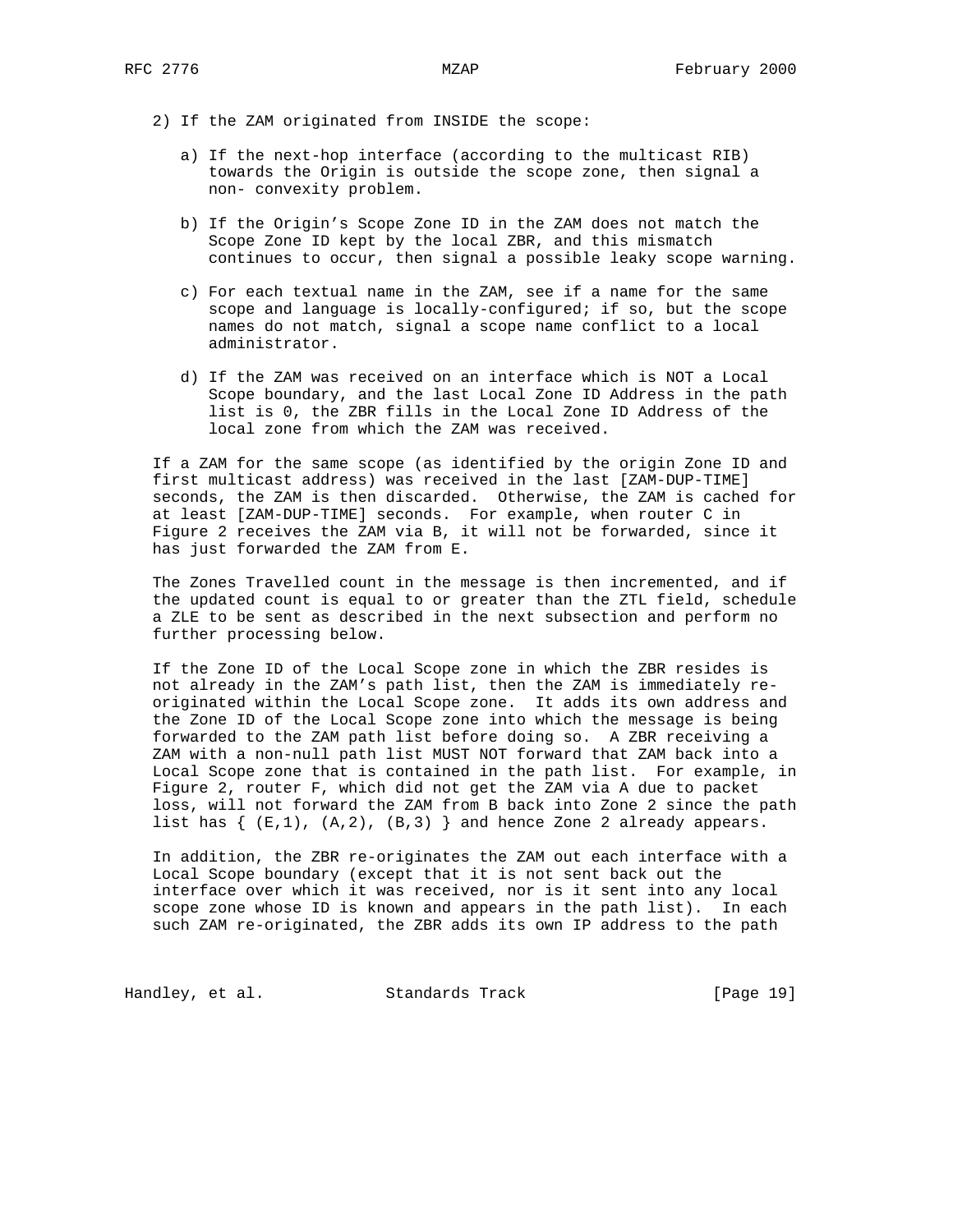2) If the ZAM originated from INSIDE the scope:

   a) If the next-hop interface (according to the multicast RIB) towards the Origin is outside the scope zone, then signal a non- convexity problem.

   b) If the Origin's Scope Zone ID in the ZAM does not match the Scope Zone ID kept by the local ZBR, and this mismatch continues to occur, then signal a possible leaky scope warning.

   c) For each textual name in the ZAM, see if a name for the same scope and language is locally-configured; if so, but the scope names do not match, signal a scope name conflict to a local administrator.

   d) If the ZAM was received on an interface which is NOT a Local Scope boundary, and the last Local Zone ID Address in the path list is 0, the ZBR fills in the Local Zone ID Address of the local zone from which the ZAM was received.

If a ZAM for the same scope (as identified by the origin Zone ID and first multicast address) was received in the last [ZAM-DUP-TIME] seconds, the ZAM is then discarded. Otherwise, the ZAM is cached for at least [ZAM-DUP-TIME] seconds. For example, when router C in Figure 2 receives the ZAM via B, it will not be forwarded, since it has just forwarded the ZAM from E.

The Zones Travelled count in the message is then incremented, and if the updated count is equal to or greater than the ZTL field, schedule a ZLE to be sent as described in the next subsection and perform no further processing below.

If the Zone ID of the Local Scope zone in which the ZBR resides is not already in the ZAM's path list, then the ZAM is immediately re-originated within the Local Scope zone. It adds its own address and the Zone ID of the Local Scope zone into which the message is being forwarded to the ZAM path list before doing so. A ZBR receiving a ZAM with a non-null path list MUST NOT forward that ZAM back into a Local Scope zone that is contained in the path list. For example, in Figure 2, router F, which did not get the ZAM via A due to packet loss, will not forward the ZAM from B back into Zone 2 since the path list has { (E,1), (A,2), (B,3) } and hence Zone 2 already appears.

In addition, the ZBR re-originates the ZAM out each interface with a Local Scope boundary (except that it is not sent back out the interface over which it was received, nor is it sent into any local scope zone whose ID is known and appears in the path list). In each such ZAM re-originated, the ZBR adds its own IP address to the path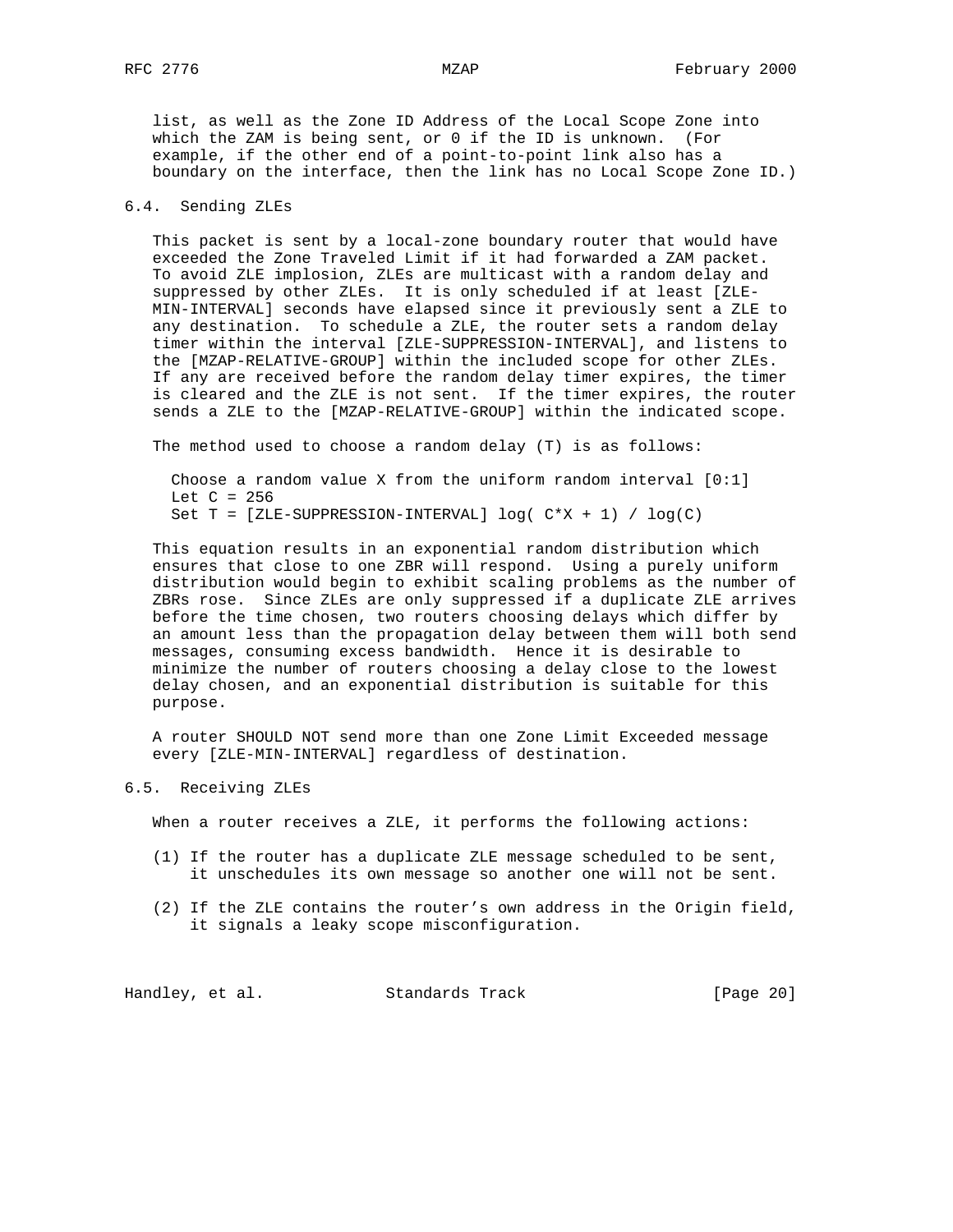list, as well as the Zone ID Address of the Local Scope Zone into which the ZAM is being sent, or 0 if the ID is unknown. (For example, if the other end of a point-to-point link also has a boundary on the interface, then the link has no Local Scope Zone ID.)

## 6.4. Sending ZLEs

This packet is sent by a local-zone boundary router that would have exceeded the Zone Traveled Limit if it had forwarded a ZAM packet. To avoid ZLE implosion, ZLEs are multicast with a random delay and suppressed by other ZLEs. It is only scheduled if at least [ZLE-MIN-INTERVAL] seconds have elapsed since it previously sent a ZLE to any destination. To schedule a ZLE, the router sets a random delay timer within the interval [ZLE-SUPPRESSION-INTERVAL], and listens to the [MZAP-RELATIVE-GROUP] within the included scope for other ZLEs. If any are received before the random delay timer expires, the timer is cleared and the ZLE is not sent. If the timer expires, the router sends a ZLE to the [MZAP-RELATIVE-GROUP] within the indicated scope.

The method used to choose a random delay (T) is as follows:

```
Choose a random value X from the uniform random interval [0:1]
Let C = 256
Set T = [ZLE-SUPPRESSION-INTERVAL] log( C*X + 1) / log(C)
```

This equation results in an exponential random distribution which ensures that close to one ZBR will respond. Using a purely uniform distribution would begin to exhibit scaling problems as the number of ZBRs rose. Since ZLEs are only suppressed if a duplicate ZLE arrives before the time chosen, two routers choosing delays which differ by an amount less than the propagation delay between them will both send messages, consuming excess bandwidth. Hence it is desirable to minimize the number of routers choosing a delay close to the lowest delay chosen, and an exponential distribution is suitable for this purpose.

A router SHOULD NOT send more than one Zone Limit Exceeded message every [ZLE-MIN-INTERVAL] regardless of destination.

## 6.5. Receiving ZLEs

When a router receives a ZLE, it performs the following actions:

(1) If the router has a duplicate ZLE message scheduled to be sent, it unschedules its own message so another one will not be sent.

(2) If the ZLE contains the router's own address in the Origin field, it signals a leaky scope misconfiguration.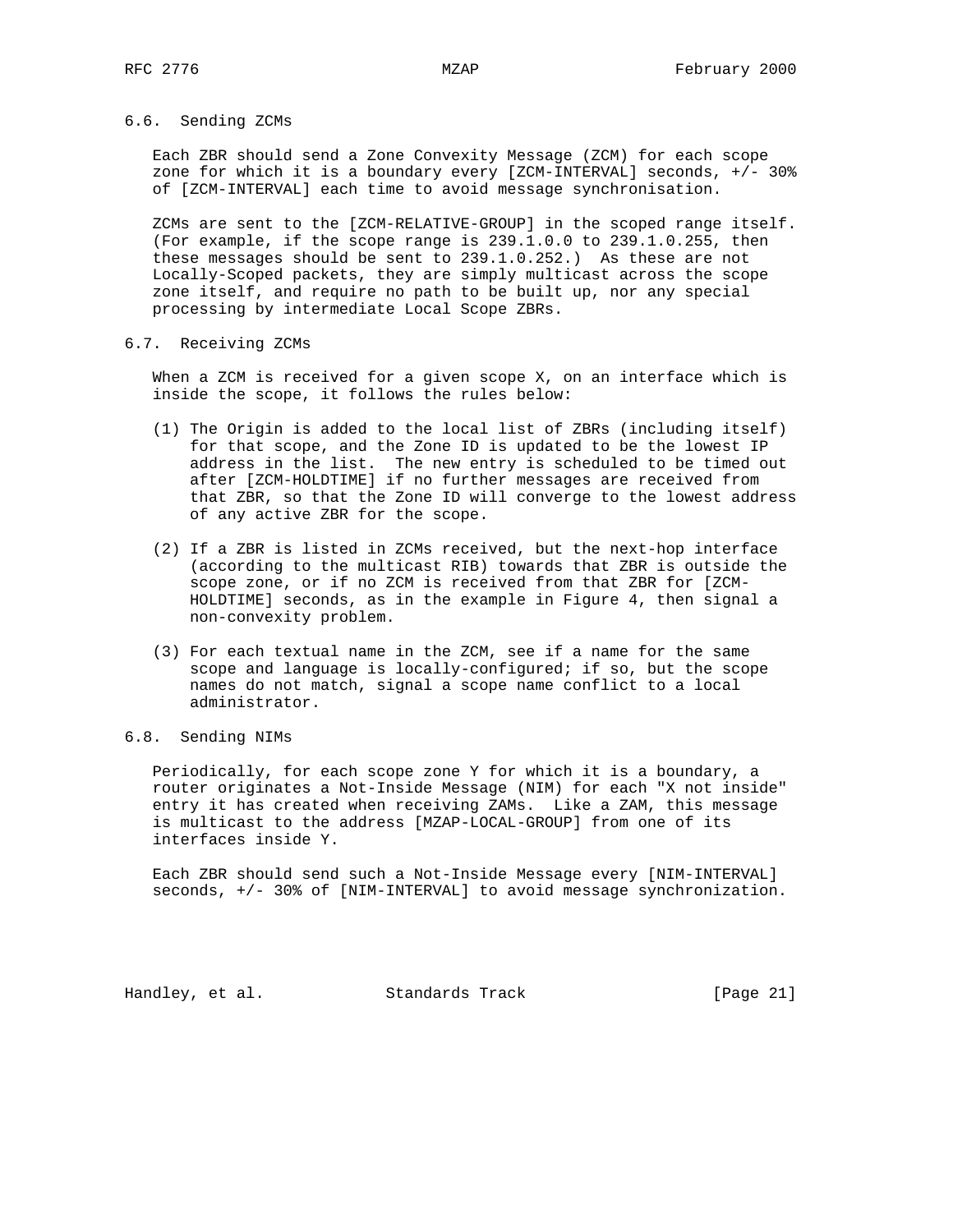### 6.6. Sending ZCMs

Each ZBR should send a Zone Convexity Message (ZCM) for each scope zone for which it is a boundary every [ZCM-INTERVAL] seconds, +/- 30% of [ZCM-INTERVAL] each time to avoid message synchronisation.

ZCMs are sent to the [ZCM-RELATIVE-GROUP] in the scoped range itself. (For example, if the scope range is 239.1.0.0 to 239.1.0.255, then these messages should be sent to 239.1.0.252.) As these are not Locally-Scoped packets, they are simply multicast across the scope zone itself, and require no path to be built up, nor any special processing by intermediate Local Scope ZBRs.

### 6.7. Receiving ZCMs

When a ZCM is received for a given scope X, on an interface which is inside the scope, it follows the rules below:

(1) The Origin is added to the local list of ZBRs (including itself) for that scope, and the Zone ID is updated to be the lowest IP address in the list. The new entry is scheduled to be timed out after [ZCM-HOLDTIME] if no further messages are received from that ZBR, so that the Zone ID will converge to the lowest address of any active ZBR for the scope.

(2) If a ZBR is listed in ZCMs received, but the next-hop interface (according to the multicast RIB) towards that ZBR is outside the scope zone, or if no ZCM is received from that ZBR for [ZCM-HOLDTIME] seconds, as in the example in Figure 4, then signal a non-convexity problem.

(3) For each textual name in the ZCM, see if a name for the same scope and language is locally-configured; if so, but the scope names do not match, signal a scope name conflict to a local administrator.

### 6.8. Sending NIMs

Periodically, for each scope zone Y for which it is a boundary, a router originates a Not-Inside Message (NIM) for each "X not inside" entry it has created when receiving ZAMs. Like a ZAM, this message is multicast to the address [MZAP-LOCAL-GROUP] from one of its interfaces inside Y.

Each ZBR should send such a Not-Inside Message every [NIM-INTERVAL] seconds, +/- 30% of [NIM-INTERVAL] to avoid message synchronization.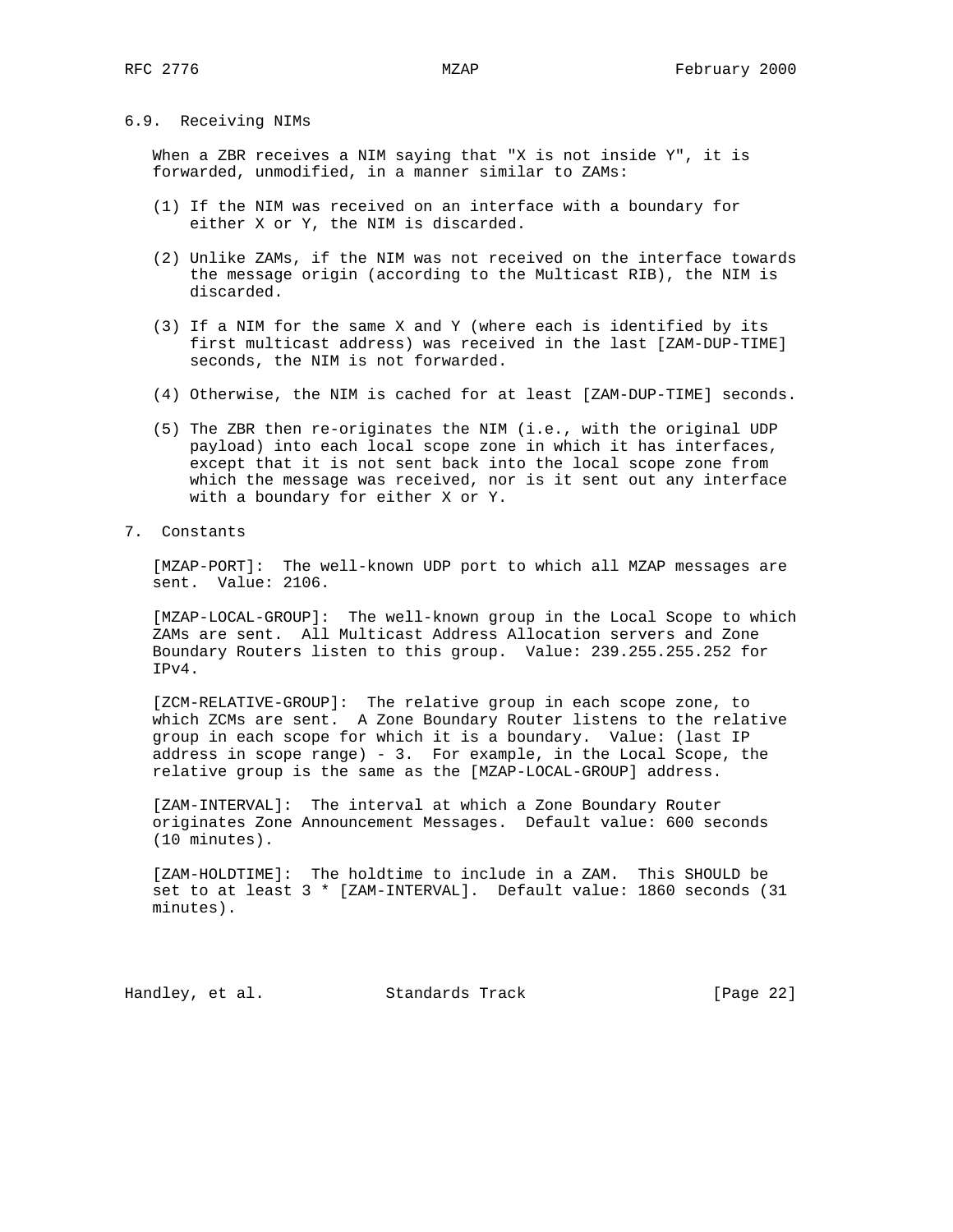### 6.9. Receiving NIMs

When a ZBR receives a NIM saying that "X is not inside Y", it is forwarded, unmodified, in a manner similar to ZAMs:

(1) If the NIM was received on an interface with a boundary for either X or Y, the NIM is discarded.

(2) Unlike ZAMs, if the NIM was not received on the interface towards the message origin (according to the Multicast RIB), the NIM is discarded.

(3) If a NIM for the same X and Y (where each is identified by its first multicast address) was received in the last [ZAM-DUP-TIME] seconds, the NIM is not forwarded.

(4) Otherwise, the NIM is cached for at least [ZAM-DUP-TIME] seconds.

(5) The ZBR then re-originates the NIM (i.e., with the original UDP payload) into each local scope zone in which it has interfaces, except that it is not sent back into the local scope zone from which the message was received, nor is it sent out any interface with a boundary for either X or Y.

## 7. Constants

[MZAP-PORT]: The well-known UDP port to which all MZAP messages are sent. Value: 2106.

[MZAP-LOCAL-GROUP]: The well-known group in the Local Scope to which ZAMs are sent. All Multicast Address Allocation servers and Zone Boundary Routers listen to this group. Value: 239.255.255.252 for IPv4.

[ZCM-RELATIVE-GROUP]: The relative group in each scope zone, to which ZCMs are sent. A Zone Boundary Router listens to the relative group in each scope for which it is a boundary. Value: (last IP address in scope range) - 3. For example, in the Local Scope, the relative group is the same as the [MZAP-LOCAL-GROUP] address.

[ZAM-INTERVAL]: The interval at which a Zone Boundary Router originates Zone Announcement Messages. Default value: 600 seconds (10 minutes).

[ZAM-HOLDTIME]: The holdtime to include in a ZAM. This SHOULD be set to at least 3 * [ZAM-INTERVAL]. Default value: 1860 seconds (31 minutes).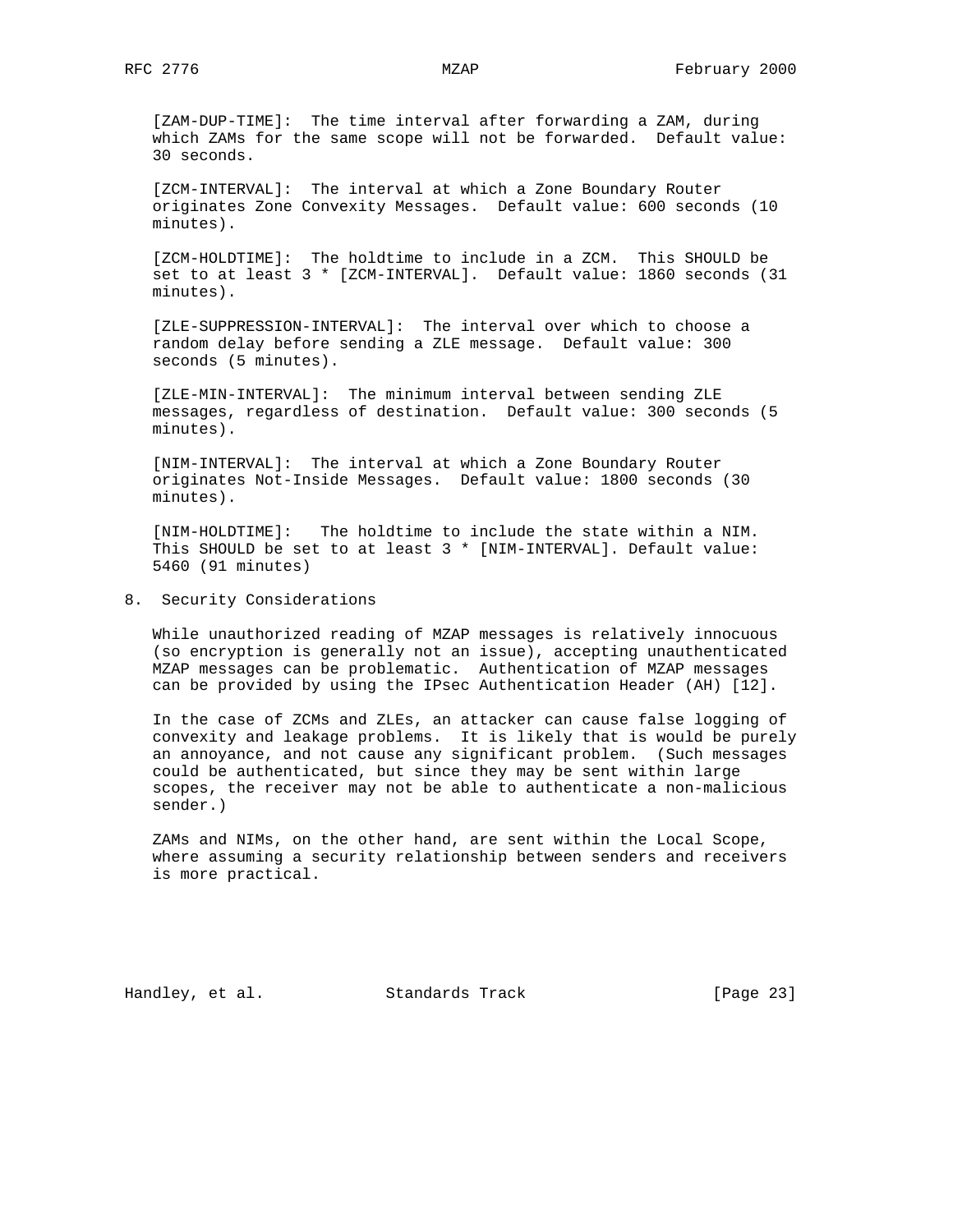[ZAM-DUP-TIME]: The time interval after forwarding a ZAM, during which ZAMs for the same scope will not be forwarded. Default value: 30 seconds.

[ZCM-INTERVAL]: The interval at which a Zone Boundary Router originates Zone Convexity Messages. Default value: 600 seconds (10 minutes).

[ZCM-HOLDTIME]: The holdtime to include in a ZCM. This SHOULD be set to at least 3 * [ZCM-INTERVAL]. Default value: 1860 seconds (31 minutes).

[ZLE-SUPPRESSION-INTERVAL]: The interval over which to choose a random delay before sending a ZLE message. Default value: 300 seconds (5 minutes).

[ZLE-MIN-INTERVAL]: The minimum interval between sending ZLE messages, regardless of destination. Default value: 300 seconds (5 minutes).

[NIM-INTERVAL]: The interval at which a Zone Boundary Router originates Not-Inside Messages. Default value: 1800 seconds (30 minutes).

[NIM-HOLDTIME]: The holdtime to include the state within a NIM. This SHOULD be set to at least 3 * [NIM-INTERVAL]. Default value: 5460 (91 minutes)

## 8. Security Considerations

While unauthorized reading of MZAP messages is relatively innocuous (so encryption is generally not an issue), accepting unauthenticated MZAP messages can be problematic. Authentication of MZAP messages can be provided by using the IPsec Authentication Header (AH) [12].

In the case of ZCMs and ZLEs, an attacker can cause false logging of convexity and leakage problems. It is likely that is would be purely an annoyance, and not cause any significant problem. (Such messages could be authenticated, but since they may be sent within large scopes, the receiver may not be able to authenticate a non-malicious sender.)

ZAMs and NIMs, on the other hand, are sent within the Local Scope, where assuming a security relationship between senders and receivers is more practical.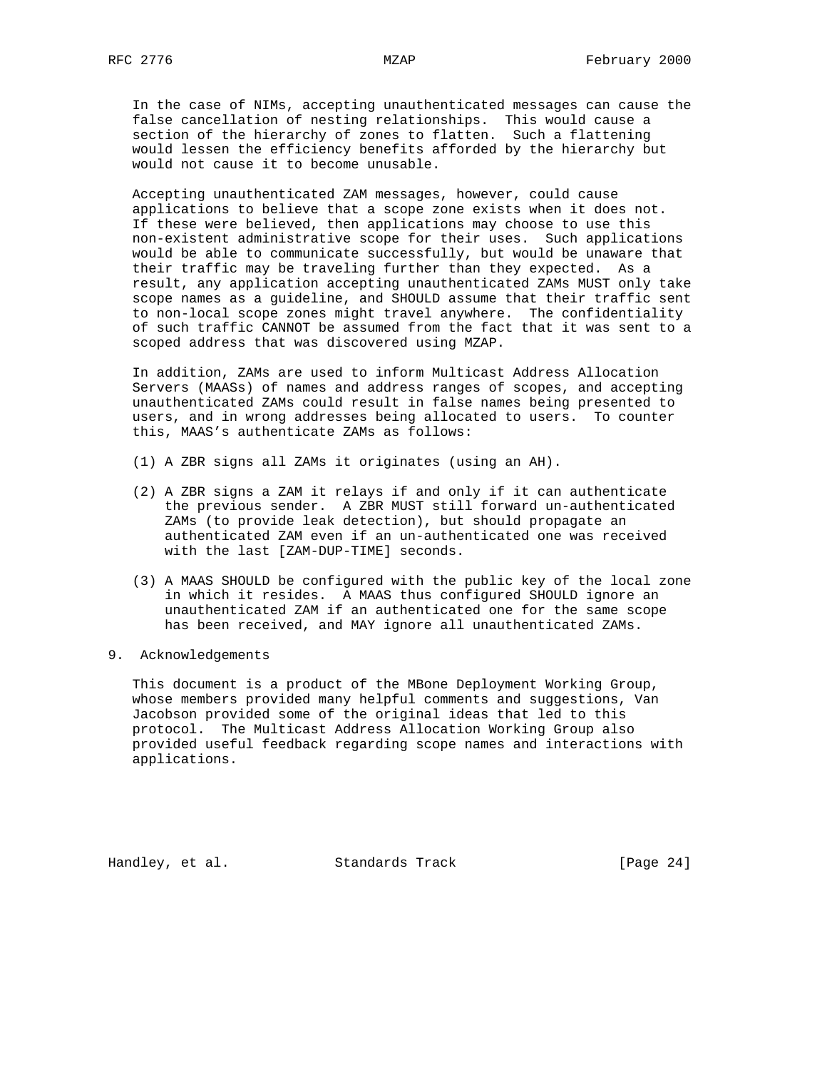In the case of NIMs, accepting unauthenticated messages can cause the false cancellation of nesting relationships. This would cause a section of the hierarchy of zones to flatten. Such a flattening would lessen the efficiency benefits afforded by the hierarchy but would not cause it to become unusable.

Accepting unauthenticated ZAM messages, however, could cause applications to believe that a scope zone exists when it does not. If these were believed, then applications may choose to use this non-existent administrative scope for their uses. Such applications would be able to communicate successfully, but would be unaware that their traffic may be traveling further than they expected. As a result, any application accepting unauthenticated ZAMs MUST only take scope names as a guideline, and SHOULD assume that their traffic sent to non-local scope zones might travel anywhere. The confidentiality of such traffic CANNOT be assumed from the fact that it was sent to a scoped address that was discovered using MZAP.

In addition, ZAMs are used to inform Multicast Address Allocation Servers (MAASs) of names and address ranges of scopes, and accepting unauthenticated ZAMs could result in false names being presented to users, and in wrong addresses being allocated to users. To counter this, MAAS's authenticate ZAMs as follows:

(1) A ZBR signs all ZAMs it originates (using an AH).

(2) A ZBR signs a ZAM it relays if and only if it can authenticate the previous sender. A ZBR MUST still forward un-authenticated ZAMs (to provide leak detection), but should propagate an authenticated ZAM even if an un-authenticated one was received with the last [ZAM-DUP-TIME] seconds.

(3) A MAAS SHOULD be configured with the public key of the local zone in which it resides. A MAAS thus configured SHOULD ignore an unauthenticated ZAM if an authenticated one for the same scope has been received, and MAY ignore all unauthenticated ZAMs.

## 9. Acknowledgements

This document is a product of the MBone Deployment Working Group, whose members provided many helpful comments and suggestions, Van Jacobson provided some of the original ideas that led to this protocol. The Multicast Address Allocation Working Group also provided useful feedback regarding scope names and interactions with applications.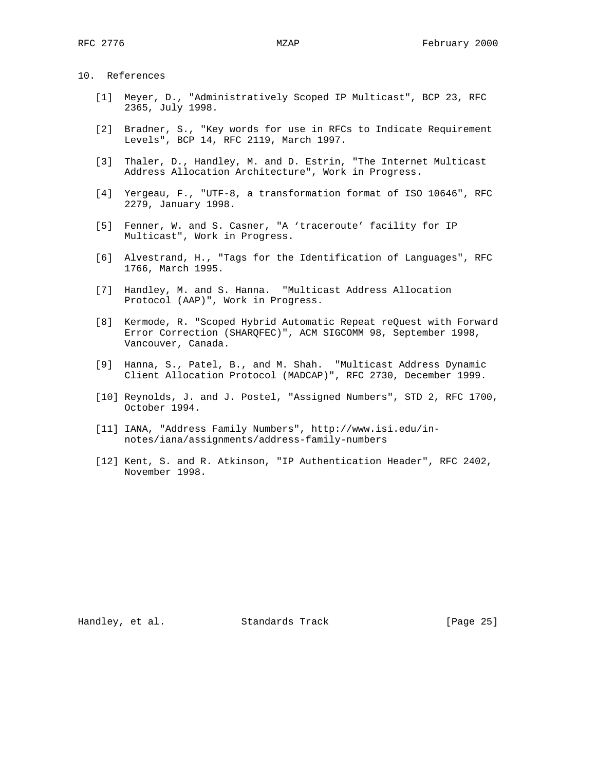## 10. References

[1] Meyer, D., "Administratively Scoped IP Multicast", BCP 23, RFC 2365, July 1998.

[2] Bradner, S., "Key words for use in RFCs to Indicate Requirement Levels", BCP 14, RFC 2119, March 1997.

[3] Thaler, D., Handley, M. and D. Estrin, "The Internet Multicast Address Allocation Architecture", Work in Progress.

[4] Yergeau, F., "UTF-8, a transformation format of ISO 10646", RFC 2279, January 1998.

[5] Fenner, W. and S. Casner, "A ‘traceroute’ facility for IP Multicast", Work in Progress.

[6] Alvestrand, H., "Tags for the Identification of Languages", RFC 1766, March 1995.

[7] Handley, M. and S. Hanna. "Multicast Address Allocation Protocol (AAP)", Work in Progress.

[8] Kermode, R. "Scoped Hybrid Automatic Repeat reQuest with Forward Error Correction (SHARQFEC)", ACM SIGCOMM 98, September 1998, Vancouver, Canada.

[9] Hanna, S., Patel, B., and M. Shah. "Multicast Address Dynamic Client Allocation Protocol (MADCAP)", RFC 2730, December 1999.

[10] Reynolds, J. and J. Postel, "Assigned Numbers", STD 2, RFC 1700, October 1994.

[11] IANA, "Address Family Numbers", http://www.isi.edu/in-notes/iana/assignments/address-family-numbers

[12] Kent, S. and R. Atkinson, "IP Authentication Header", RFC 2402, November 1998.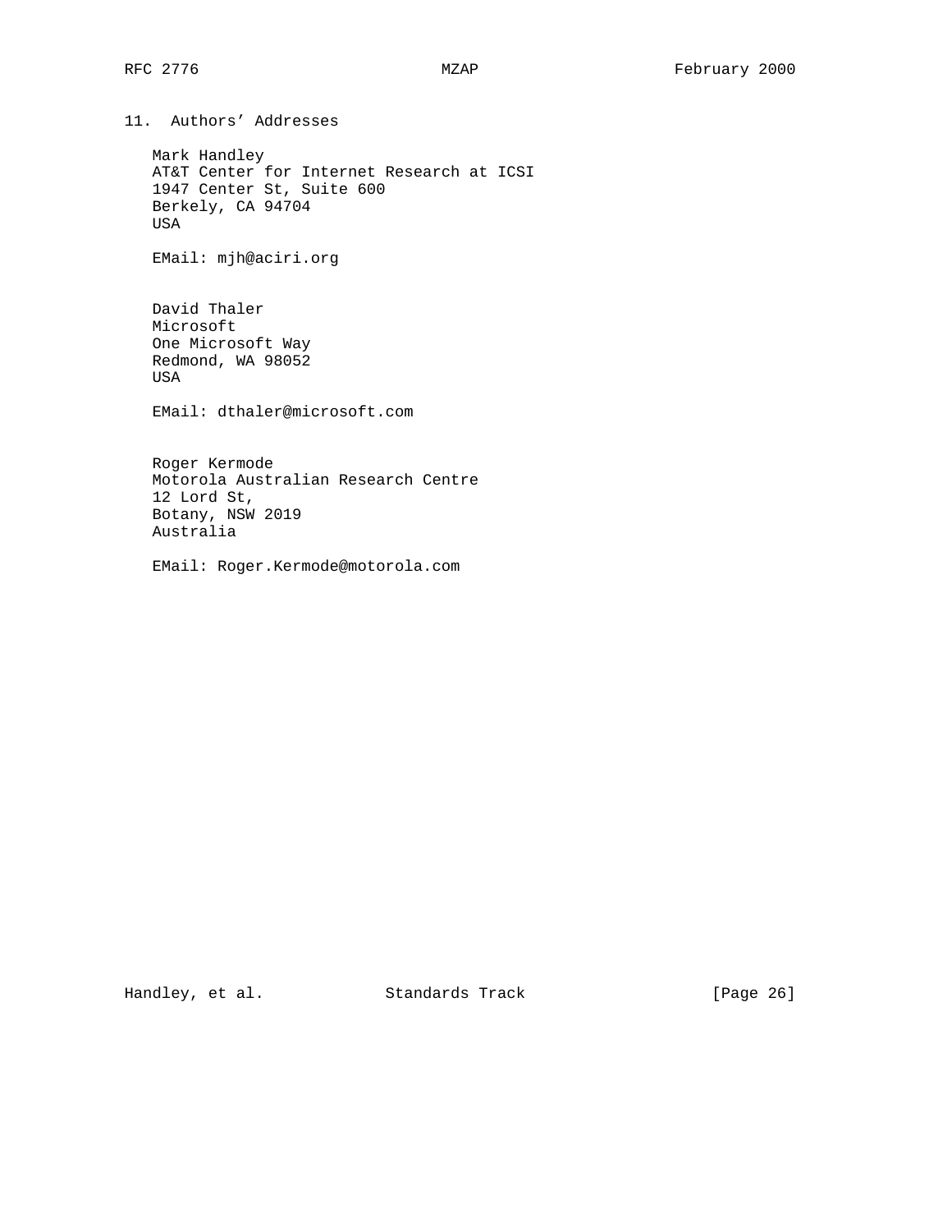## 11. Authors' Addresses

Mark Handley
AT&T Center for Internet Research at ICSI
1947 Center St, Suite 600
Berkely, CA 94704
USA

EMail: mjh@aciri.org

David Thaler
Microsoft
One Microsoft Way
Redmond, WA 98052
USA

EMail: dthaler@microsoft.com

Roger Kermode
Motorola Australian Research Centre
12 Lord St,
Botany, NSW 2019
Australia

EMail: Roger.Kermode@motorola.com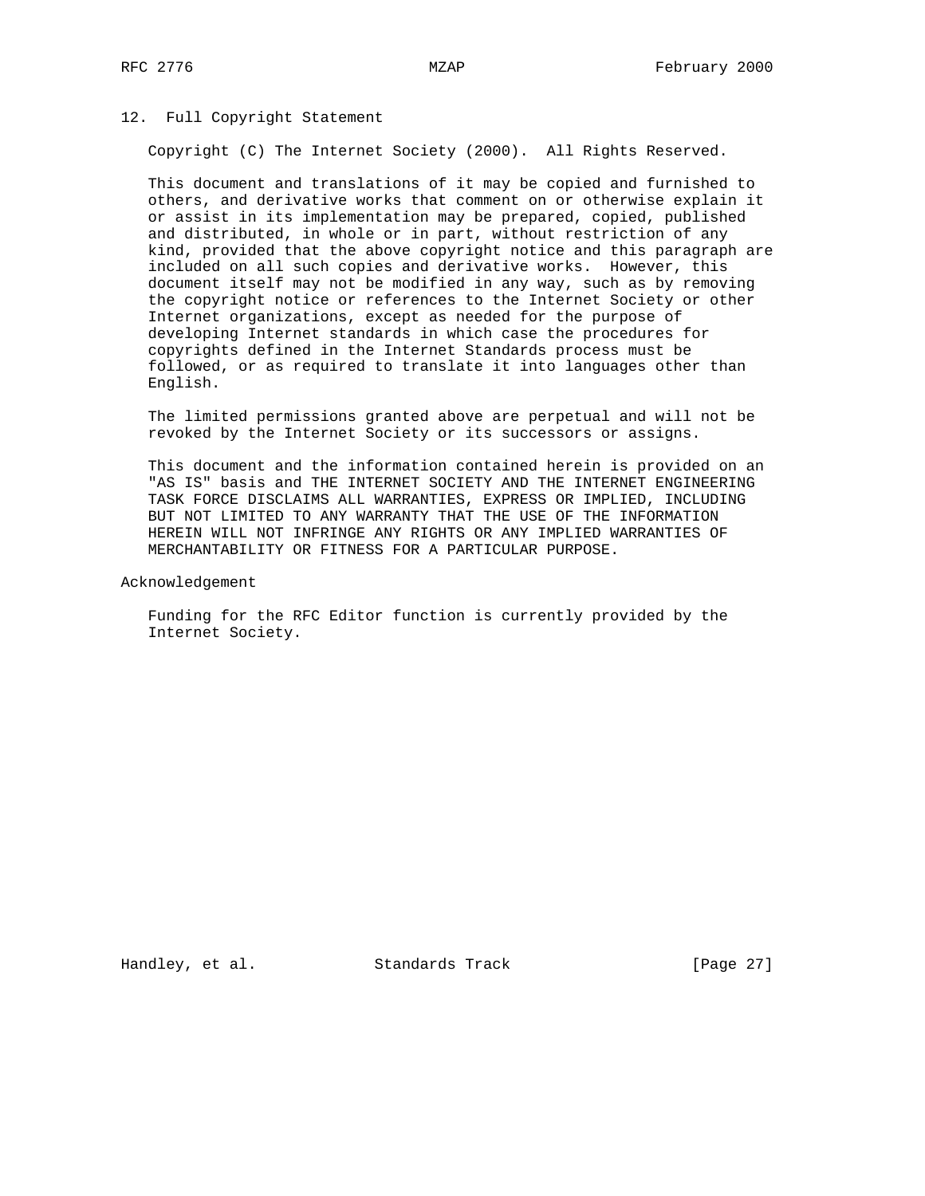## 12. Full Copyright Statement

Copyright (C) The Internet Society (2000). All Rights Reserved.

This document and translations of it may be copied and furnished to others, and derivative works that comment on or otherwise explain it or assist in its implementation may be prepared, copied, published and distributed, in whole or in part, without restriction of any kind, provided that the above copyright notice and this paragraph are included on all such copies and derivative works. However, this document itself may not be modified in any way, such as by removing the copyright notice or references to the Internet Society or other Internet organizations, except as needed for the purpose of developing Internet standards in which case the procedures for copyrights defined in the Internet Standards process must be followed, or as required to translate it into languages other than English.

The limited permissions granted above are perpetual and will not be revoked by the Internet Society or its successors or assigns.

This document and the information contained herein is provided on an "AS IS" basis and THE INTERNET SOCIETY AND THE INTERNET ENGINEERING TASK FORCE DISCLAIMS ALL WARRANTIES, EXPRESS OR IMPLIED, INCLUDING BUT NOT LIMITED TO ANY WARRANTY THAT THE USE OF THE INFORMATION HEREIN WILL NOT INFRINGE ANY RIGHTS OR ANY IMPLIED WARRANTIES OF MERCHANTABILITY OR FITNESS FOR A PARTICULAR PURPOSE.

## Acknowledgement

Funding for the RFC Editor function is currently provided by the Internet Society.